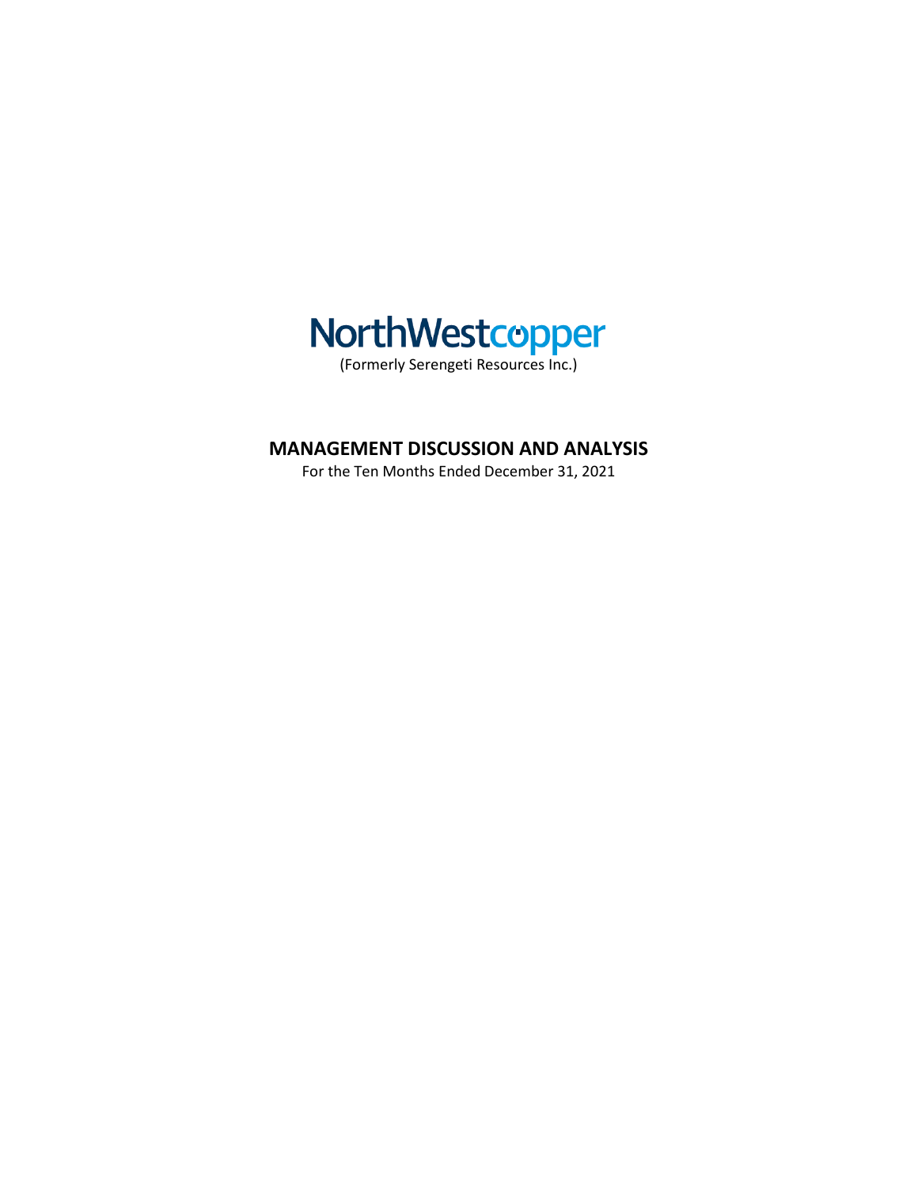# NorthWestcopper

(Formerly Serengeti Resources Inc.)

## MANAGEMENT DISCUSSION AND ANALYSIS

For the Ten Months Ended December 31, 2021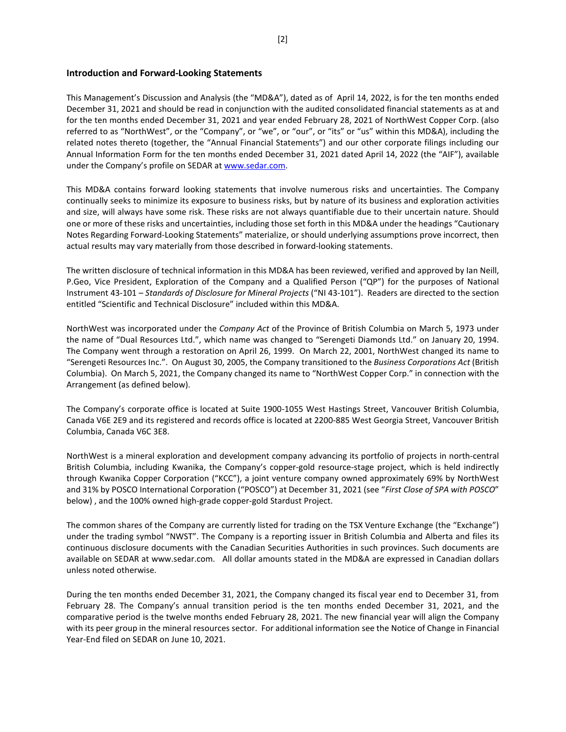## Introduction and Forward-Looking Statements

This Management's Discussion and Analysis (the "MD&A"), dated as of April 14, 2022, is for the ten months ended December 31, 2021 and should be read in conjunction with the audited consolidated financial statements as at and for the ten months ended December 31, 2021 and year ended February 28, 2021 of NorthWest Copper Corp. (also referred to as "NorthWest", or the "Company", or "we", or "our", or "its" or "us" within this MD&A), including the related notes thereto (together, the "Annual Financial Statements") and our other corporate filings including our Annual Information Form for the ten months ended December 31, 2021 dated April 14, 2022 (the "AIF"), available under the Company's profile on SEDAR at www.sedar.com.

This MD&A contains forward looking statements that involve numerous risks and uncertainties. The Company continually seeks to minimize its exposure to business risks, but by nature of its business and exploration activities and size, will always have some risk. These risks are not always quantifiable due to their uncertain nature. Should one or more of these risks and uncertainties, including those set forth in this MD&A under the headings "Cautionary Notes Regarding Forward-Looking Statements" materialize, or should underlying assumptions prove incorrect, then actual results may vary materially from those described in forward-looking statements.

The written disclosure of technical information in this MD&A has been reviewed, verified and approved by Ian Neill, P.Geo, Vice President, Exploration of the Company and a Qualified Person ("QP") for the purposes of National Instrument 43-101 – *Standards of Disclosure for Mineral Projects* ("NI 43-101"). Readers are directed to the section entitled "Scientific and Technical Disclosure" included within this MD&A.

NorthWest was incorporated under the *Company Act* of the Province of British Columbia on March 5, 1973 under the name of "Dual Resources Ltd.", which name was changed to "Serengeti Diamonds Ltd." on January 20, 1994. The Company went through a restoration on April 26, 1999. On March 22, 2001, NorthWest changed its name to "Serengeti Resources Inc.". On August 30, 2005, the Company transitioned to the *Business Corporations Act* (British Columbia). On March 5, 2021, the Company changed its name to "NorthWest Copper Corp." in connection with the Arrangement (as defined below).

The Company's corporate office is located at Suite 1900-1055 West Hastings Street, Vancouver British Columbia, Canada V6E 2E9 and its registered and records office is located at 2200-885 West Georgia Street, Vancouver British Columbia, Canada V6C 3E8.

NorthWest is a mineral exploration and development company advancing its portfolio of projects in north-central British Columbia, including Kwanika, the Company's copper-gold resource-stage project, which is held indirectly through Kwanika Copper Corporation ("KCC"), a joint venture company owned approximately 69% by NorthWest and 31% by POSCO International Corporation ("POSCO") at December 31, 2021 (see "*First Close of SPA with POSCO*" below) , and the 100% owned high-grade copper-gold Stardust Project.

The common shares of the Company are currently listed for trading on the TSX Venture Exchange (the "Exchange") under the trading symbol "NWST". The Company is a reporting issuer in British Columbia and Alberta and files its continuous disclosure documents with the Canadian Securities Authorities in such provinces. Such documents are available on SEDAR at www.sedar.com. All dollar amounts stated in the MD&A are expressed in Canadian dollars unless noted otherwise.

During the ten months ended December 31, 2021, the Company changed its fiscal year end to December 31, from February 28. The Company's annual transition period is the ten months ended December 31, 2021, and the comparative period is the twelve months ended February 28, 2021. The new financial year will align the Company with its peer group in the mineral resources sector. For additional information see the Notice of Change in Financial Year-End filed on SEDAR on June 10, 2021.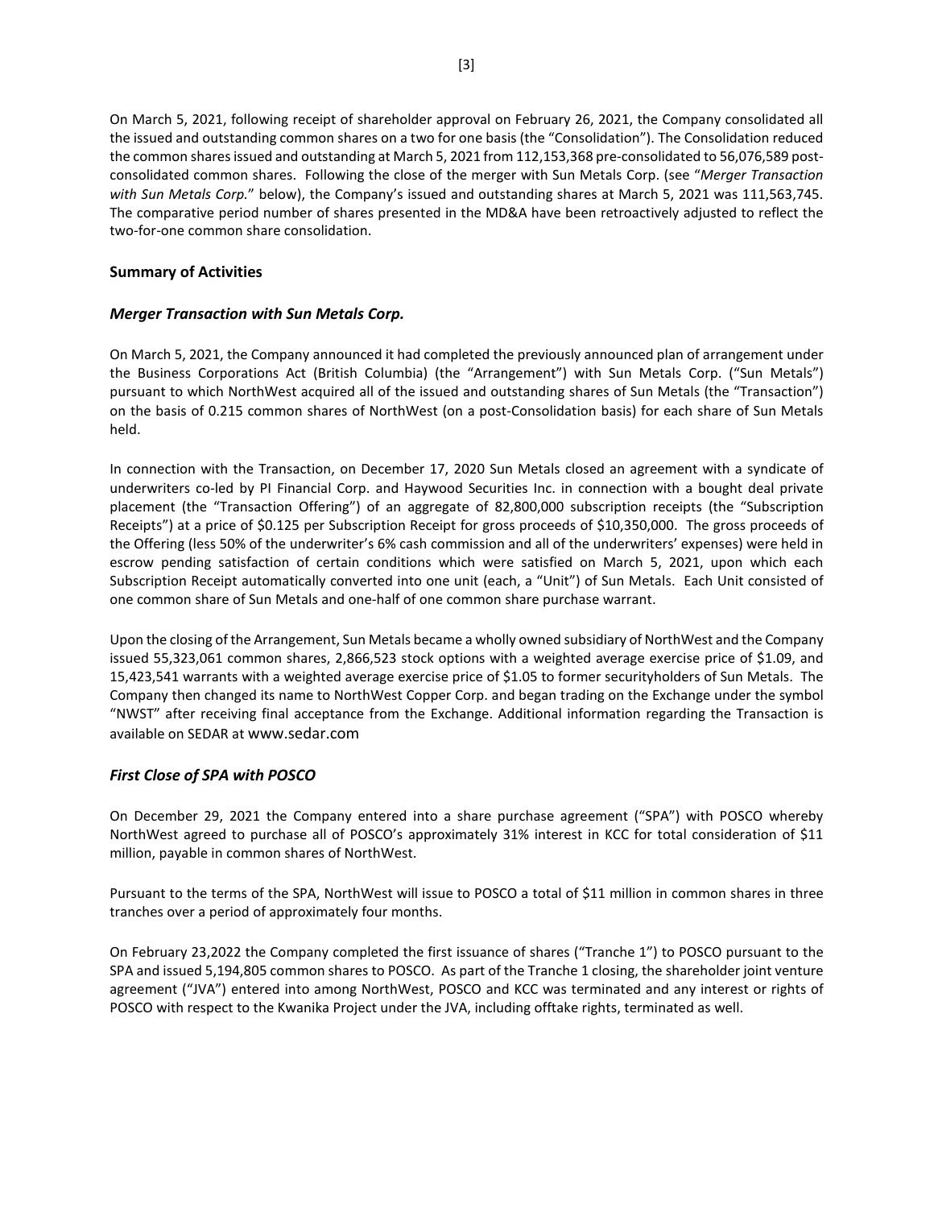On March 5, 2021, following receipt of shareholder approval on February 26, 2021, the Company consolidated all the issued and outstanding common shares on a two for one basis (the "Consolidation"). The Consolidation reduced the common shares issued and outstanding at March 5, 2021 from 112,153,368 pre-consolidated to 56,076,589 post-consolidated common shares. Following the close of the merger with Sun Metals Corp. (see "*Merger Transaction with Sun Metals Corp.*" below), the Company's issued and outstanding shares at March 5, 2021 was 111,563,745. The comparative period number of shares presented in the MD&A have been retroactively adjusted to reflect the two-for-one common share consolidation.

## Summary of Activities

### *Merger Transaction with Sun Metals Corp.*

On March 5, 2021, the Company announced it had completed the previously announced plan of arrangement under the Business Corporations Act (British Columbia) (the "Arrangement") with Sun Metals Corp. ("Sun Metals") pursuant to which NorthWest acquired all of the issued and outstanding shares of Sun Metals (the "Transaction") on the basis of 0.215 common shares of NorthWest (on a post-Consolidation basis) for each share of Sun Metals held.

In connection with the Transaction, on December 17, 2020 Sun Metals closed an agreement with a syndicate of underwriters co-led by PI Financial Corp. and Haywood Securities Inc. in connection with a bought deal private placement (the "Transaction Offering") of an aggregate of 82,800,000 subscription receipts (the "Subscription Receipts") at a price of $0.125 per Subscription Receipt for gross proceeds of $10,350,000. The gross proceeds of the Offering (less 50% of the underwriter's 6% cash commission and all of the underwriters' expenses) were held in escrow pending satisfaction of certain conditions which were satisfied on March 5, 2021, upon which each Subscription Receipt automatically converted into one unit (each, a "Unit") of Sun Metals. Each Unit consisted of one common share of Sun Metals and one-half of one common share purchase warrant.

Upon the closing of the Arrangement, Sun Metals became a wholly owned subsidiary of NorthWest and the Company issued 55,323,061 common shares, 2,866,523 stock options with a weighted average exercise price of $1.09, and 15,423,541 warrants with a weighted average exercise price of $1.05 to former securityholders of Sun Metals. The Company then changed its name to NorthWest Copper Corp. and began trading on the Exchange under the symbol "NWST" after receiving final acceptance from the Exchange. Additional information regarding the Transaction is available on SEDAR at www.sedar.com

### *First Close of SPA with POSCO*

On December 29, 2021 the Company entered into a share purchase agreement ("SPA") with POSCO whereby NorthWest agreed to purchase all of POSCO's approximately 31% interest in KCC for total consideration of $11 million, payable in common shares of NorthWest.

Pursuant to the terms of the SPA, NorthWest will issue to POSCO a total of $11 million in common shares in three tranches over a period of approximately four months.

On February 23,2022 the Company completed the first issuance of shares ("Tranche 1") to POSCO pursuant to the SPA and issued 5,194,805 common shares to POSCO. As part of the Tranche 1 closing, the shareholder joint venture agreement ("JVA") entered into among NorthWest, POSCO and KCC was terminated and any interest or rights of POSCO with respect to the Kwanika Project under the JVA, including offtake rights, terminated as well.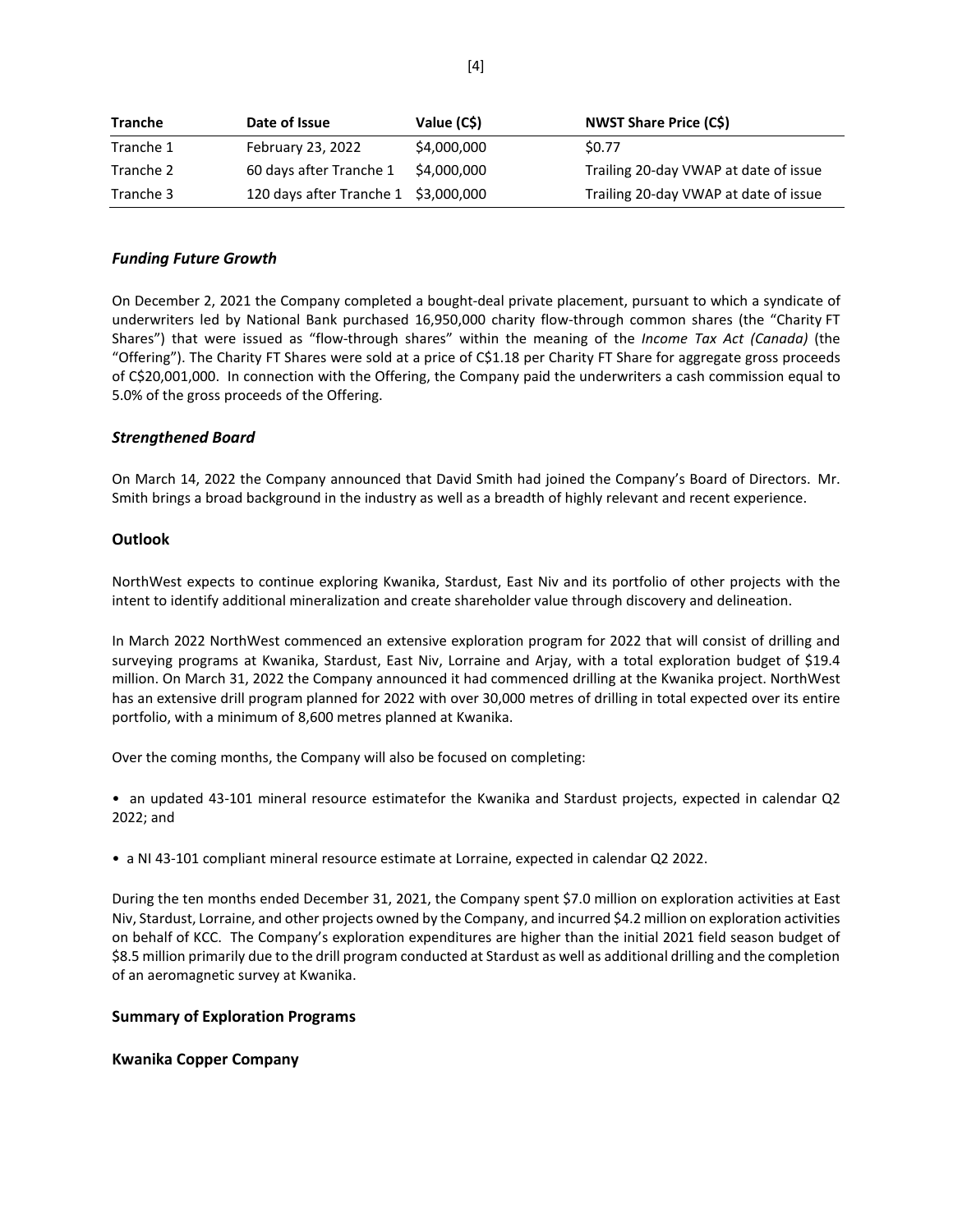| Tranche | Date of Issue | Value (C$) | NWST Share Price (C$) |
|---|---|---|---|
| Tranche 1 | February 23, 2022 | $4,000,000 | $0.77 |
| Tranche 2 | 60 days after Tranche 1 | $4,000,000 | Trailing 20-day VWAP at date of issue |
| Tranche 3 | 120 days after Tranche 1 | $3,000,000 | Trailing 20-day VWAP at date of issue |

### *Funding Future Growth*

On December 2, 2021 the Company completed a bought-deal private placement, pursuant to which a syndicate of underwriters led by National Bank purchased 16,950,000 charity flow-through common shares (the "Charity FT Shares") that were issued as "flow-through shares" within the meaning of the *Income Tax Act (Canada)* (the "Offering"). The Charity FT Shares were sold at a price of C$1.18 per Charity FT Share for aggregate gross proceeds of C$20,001,000. In connection with the Offering, the Company paid the underwriters a cash commission equal to 5.0% of the gross proceeds of the Offering.

### *Strengthened Board*

On March 14, 2022 the Company announced that David Smith had joined the Company's Board of Directors. Mr. Smith brings a broad background in the industry as well as a breadth of highly relevant and recent experience.

## Outlook

NorthWest expects to continue exploring Kwanika, Stardust, East Niv and its portfolio of other projects with the intent to identify additional mineralization and create shareholder value through discovery and delineation.

In March 2022 NorthWest commenced an extensive exploration program for 2022 that will consist of drilling and surveying programs at Kwanika, Stardust, East Niv, Lorraine and Arjay, with a total exploration budget of $19.4 million. On March 31, 2022 the Company announced it had commenced drilling at the Kwanika project. NorthWest has an extensive drill program planned for 2022 with over 30,000 metres of drilling in total expected over its entire portfolio, with a minimum of 8,600 metres planned at Kwanika.

Over the coming months, the Company will also be focused on completing:

- an updated 43-101 mineral resource estimatefor the Kwanika and Stardust projects, expected in calendar Q2 2022; and

- a NI 43-101 compliant mineral resource estimate at Lorraine, expected in calendar Q2 2022.

During the ten months ended December 31, 2021, the Company spent $7.0 million on exploration activities at East Niv, Stardust, Lorraine, and other projects owned by the Company, and incurred $4.2 million on exploration activities on behalf of KCC. The Company's exploration expenditures are higher than the initial 2021 field season budget of $8.5 million primarily due to the drill program conducted at Stardust as well as additional drilling and the completion of an aeromagnetic survey at Kwanika.

## Summary of Exploration Programs

### Kwanika Copper Company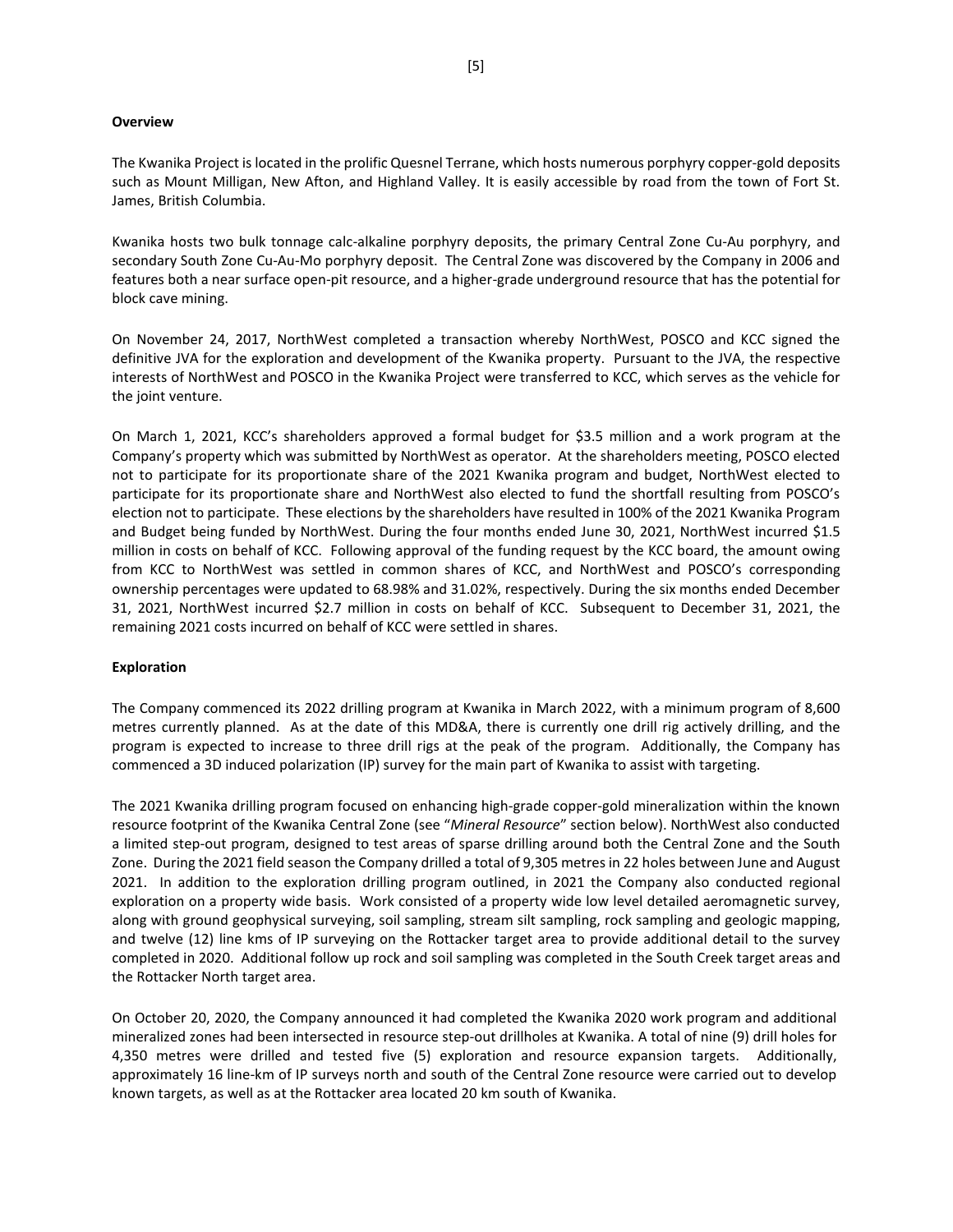## Overview

The Kwanika Project is located in the prolific Quesnel Terrane, which hosts numerous porphyry copper-gold deposits such as Mount Milligan, New Afton, and Highland Valley. It is easily accessible by road from the town of Fort St. James, British Columbia.

Kwanika hosts two bulk tonnage calc-alkaline porphyry deposits, the primary Central Zone Cu-Au porphyry, and secondary South Zone Cu-Au-Mo porphyry deposit. The Central Zone was discovered by the Company in 2006 and features both a near surface open-pit resource, and a higher-grade underground resource that has the potential for block cave mining.

On November 24, 2017, NorthWest completed a transaction whereby NorthWest, POSCO and KCC signed the definitive JVA for the exploration and development of the Kwanika property. Pursuant to the JVA, the respective interests of NorthWest and POSCO in the Kwanika Project were transferred to KCC, which serves as the vehicle for the joint venture.

On March 1, 2021, KCC's shareholders approved a formal budget for $3.5 million and a work program at the Company's property which was submitted by NorthWest as operator. At the shareholders meeting, POSCO elected not to participate for its proportionate share of the 2021 Kwanika program and budget, NorthWest elected to participate for its proportionate share and NorthWest also elected to fund the shortfall resulting from POSCO's election not to participate. These elections by the shareholders have resulted in 100% of the 2021 Kwanika Program and Budget being funded by NorthWest. During the four months ended June 30, 2021, NorthWest incurred $1.5 million in costs on behalf of KCC. Following approval of the funding request by the KCC board, the amount owing from KCC to NorthWest was settled in common shares of KCC, and NorthWest and POSCO's corresponding ownership percentages were updated to 68.98% and 31.02%, respectively. During the six months ended December 31, 2021, NorthWest incurred $2.7 million in costs on behalf of KCC. Subsequent to December 31, 2021, the remaining 2021 costs incurred on behalf of KCC were settled in shares.

## Exploration

The Company commenced its 2022 drilling program at Kwanika in March 2022, with a minimum program of 8,600 metres currently planned. As at the date of this MD&A, there is currently one drill rig actively drilling, and the program is expected to increase to three drill rigs at the peak of the program. Additionally, the Company has commenced a 3D induced polarization (IP) survey for the main part of Kwanika to assist with targeting.

The 2021 Kwanika drilling program focused on enhancing high-grade copper-gold mineralization within the known resource footprint of the Kwanika Central Zone (see "*Mineral Resource*" section below). NorthWest also conducted a limited step-out program, designed to test areas of sparse drilling around both the Central Zone and the South Zone. During the 2021 field season the Company drilled a total of 9,305 metres in 22 holes between June and August 2021. In addition to the exploration drilling program outlined, in 2021 the Company also conducted regional exploration on a property wide basis. Work consisted of a property wide low level detailed aeromagnetic survey, along with ground geophysical surveying, soil sampling, stream silt sampling, rock sampling and geologic mapping, and twelve (12) line kms of IP surveying on the Rottacker target area to provide additional detail to the survey completed in 2020. Additional follow up rock and soil sampling was completed in the South Creek target areas and the Rottacker North target area.

On October 20, 2020, the Company announced it had completed the Kwanika 2020 work program and additional mineralized zones had been intersected in resource step-out drillholes at Kwanika. A total of nine (9) drill holes for 4,350 metres were drilled and tested five (5) exploration and resource expansion targets. Additionally, approximately 16 line-km of IP surveys north and south of the Central Zone resource were carried out to develop known targets, as well as at the Rottacker area located 20 km south of Kwanika.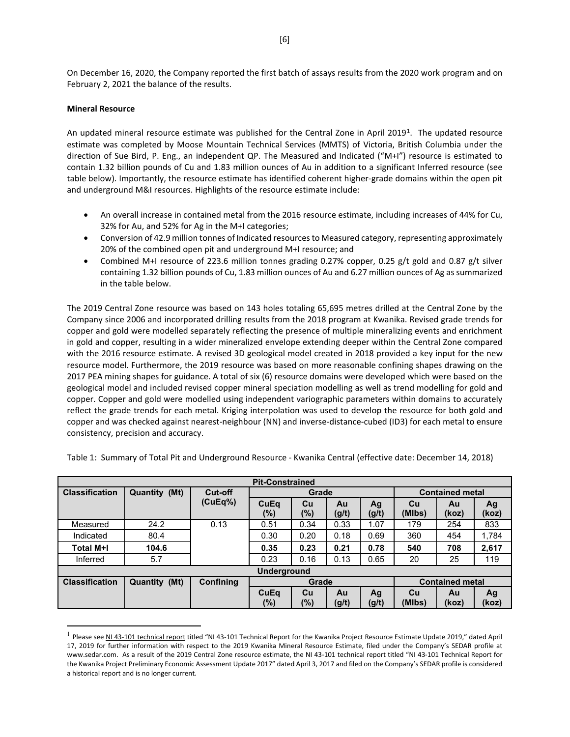On December 16, 2020, the Company reported the first batch of assays results from the 2020 work program and on February 2, 2021 the balance of the results.

**Mineral Resource**

An updated mineral resource estimate was published for the Central Zone in April 2019[1]. The updated resource estimate was completed by Moose Mountain Technical Services (MMTS) of Victoria, British Columbia under the direction of Sue Bird, P. Eng., an independent QP. The Measured and Indicated ("M+I") resource is estimated to contain 1.32 billion pounds of Cu and 1.83 million ounces of Au in addition to a significant Inferred resource (see table below). Importantly, the resource estimate has identified coherent higher-grade domains within the open pit and underground M&I resources. Highlights of the resource estimate include:

- An overall increase in contained metal from the 2016 resource estimate, including increases of 44% for Cu, 32% for Au, and 52% for Ag in the M+I categories;
- Conversion of 42.9 million tonnes of Indicated resources to Measured category, representing approximately 20% of the combined open pit and underground M+I resource; and
- Combined M+I resource of 223.6 million tonnes grading 0.27% copper, 0.25 g/t gold and 0.87 g/t silver containing 1.32 billion pounds of Cu, 1.83 million ounces of Au and 6.27 million ounces of Ag as summarized in the table below.

The 2019 Central Zone resource was based on 143 holes totaling 65,695 metres drilled at the Central Zone by the Company since 2006 and incorporated drilling results from the 2018 program at Kwanika. Revised grade trends for copper and gold were modelled separately reflecting the presence of multiple mineralizing events and enrichment in gold and copper, resulting in a wider mineralized envelope extending deeper within the Central Zone compared with the 2016 resource estimate. A revised 3D geological model created in 2018 provided a key input for the new resource model. Furthermore, the 2019 resource was based on more reasonable confining shapes drawing on the 2017 PEA mining shapes for guidance. A total of six (6) resource domains were developed which were based on the geological model and included revised copper mineral speciation modelling as well as trend modelling for gold and copper. Copper and gold were modelled using independent variographic parameters within domains to accurately reflect the grade trends for each metal. Kriging interpolation was used to develop the resource for both gold and copper and was checked against nearest-neighbour (NN) and inverse-distance-cubed (ID3) for each metal to ensure consistency, precision and accuracy.

Table 1: Summary of Total Pit and Underground Resource - Kwanika Central (effective date: December 14, 2018)

| Pit-Constrained | | | | | | | | | |
|---|---|---|---|---|---|---|---|---|---|
| Classification | Quantity (Mt) | Cut-off (CuEq%) | Grade | | | | Contained metal | | |
| | | | CuEq (%) | Cu (%) | Au (g/t) | Ag (g/t) | Cu (Mlbs) | Au (koz) | Ag (koz) |
| Measured | 24.2 | 0.13 | 0.51 | 0.34 | 0.33 | 1.07 | 179 | 254 | 833 |
| Indicated | 80.4 | | 0.30 | 0.20 | 0.18 | 0.69 | 360 | 454 | 1,784 |
| **Total M+I** | **104.6** | | **0.35** | **0.23** | **0.21** | **0.78** | **540** | **708** | **2,617** |
| Inferred | 5.7 | | 0.23 | 0.16 | 0.13 | 0.65 | 20 | 25 | 119 |
| **Underground** | | | | | | | | | |
| Classification | Quantity (Mt) | Confining | Grade | | | | Contained metal | | |
| | | | CuEq (%) | Cu (%) | Au (g/t) | Ag (g/t) | Cu (Mlbs) | Au (koz) | Ag (koz) |

[1] Please see NI 43-101 technical report titled "NI 43-101 Technical Report for the Kwanika Project Resource Estimate Update 2019," dated April 17, 2019 for further information with respect to the 2019 Kwanika Mineral Resource Estimate, filed under the Company's SEDAR profile at www.sedar.com. As a result of the 2019 Central Zone resource estimate, the NI 43-101 technical report titled "NI 43-101 Technical Report for the Kwanika Project Preliminary Economic Assessment Update 2017" dated April 3, 2017 and filed on the Company's SEDAR profile is considered a historical report and is no longer current.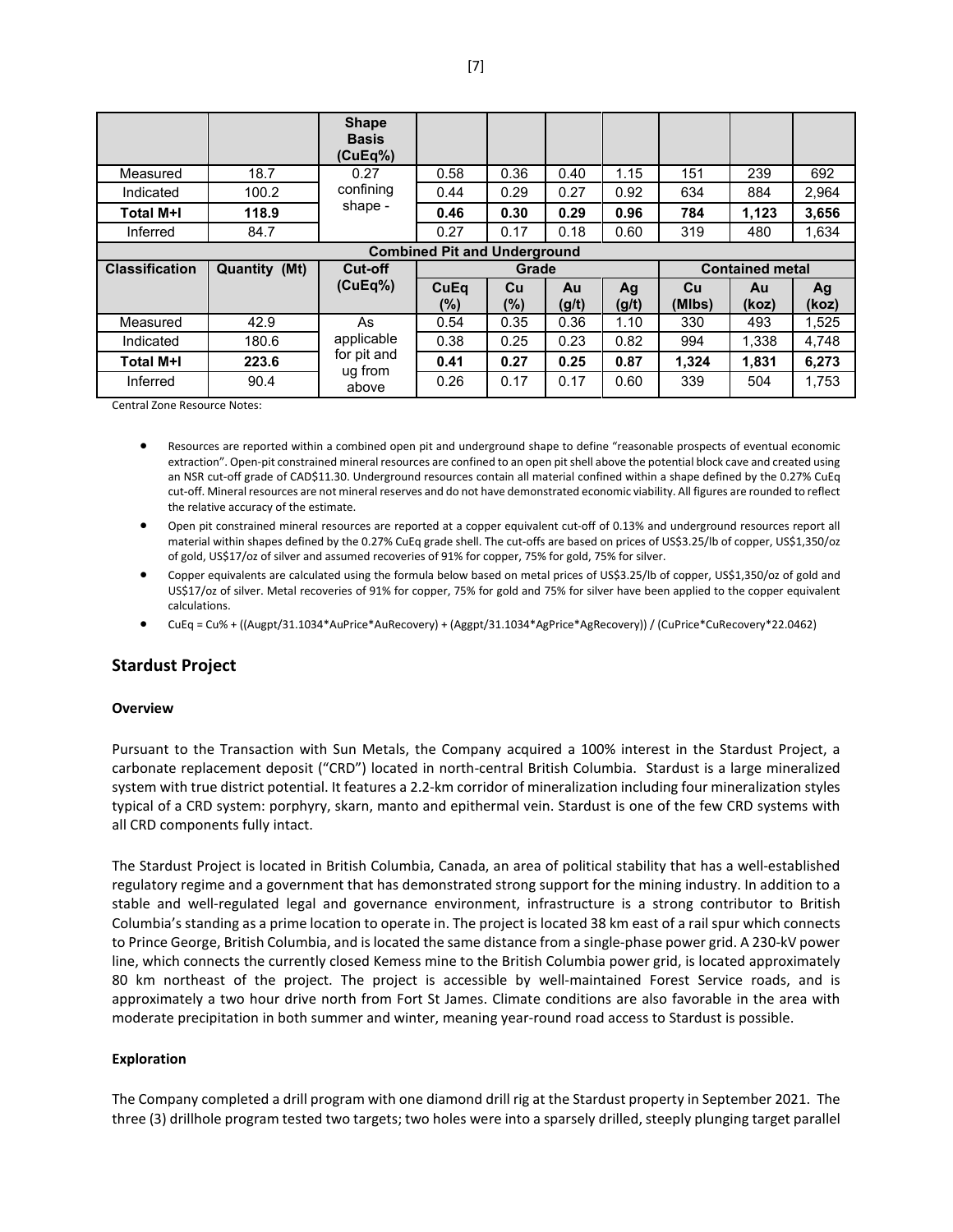| | | Shape Basis (CuEq%) | | | | | | | |
|---|---|---|---|---|---|---|---|---|---|
| Measured | 18.7 | 0.27 confining shape - | 0.58 | 0.36 | 0.40 | 1.15 | 151 | 239 | 692 |
| Indicated | 100.2 | | 0.44 | 0.29 | 0.27 | 0.92 | 634 | 884 | 2,964 |
| **Total M+I** | **118.9** | | **0.46** | **0.30** | **0.29** | **0.96** | **784** | **1,123** | **3,656** |
| Inferred | 84.7 | | 0.27 | 0.17 | 0.18 | 0.60 | 319 | 480 | 1,634 |
| **Combined Pit and Underground** | | | | | | | | | |
| **Classification** | **Quantity (Mt)** | **Cut-off (CuEq%)** | **Grade** | | | | **Contained metal** | | |
| | | | **CuEq (%)** | **Cu (%)** | **Au (g/t)** | **Ag (g/t)** | **Cu (Mlbs)** | **Au (koz)** | **Ag (koz)** |
| Measured | 42.9 | As applicable for pit and ug from above | 0.54 | 0.35 | 0.36 | 1.10 | 330 | 493 | 1,525 |
| Indicated | 180.6 | | 0.38 | 0.25 | 0.23 | 0.82 | 994 | 1,338 | 4,748 |
| **Total M+I** | **223.6** | | **0.41** | **0.27** | **0.25** | **0.87** | **1,324** | **1,831** | **6,273** |
| Inferred | 90.4 | | 0.26 | 0.17 | 0.17 | 0.60 | 339 | 504 | 1,753 |

Central Zone Resource Notes:

- Resources are reported within a combined open pit and underground shape to define "reasonable prospects of eventual economic extraction". Open-pit constrained mineral resources are confined to an open pit shell above the potential block cave and created using an NSR cut-off grade of CAD$11.30. Underground resources contain all material confined within a shape defined by the 0.27% CuEq cut-off. Mineral resources are not mineral reserves and do not have demonstrated economic viability. All figures are rounded to reflect the relative accuracy of the estimate.
- Open pit constrained mineral resources are reported at a copper equivalent cut-off of 0.13% and underground resources report all material within shapes defined by the 0.27% CuEq grade shell. The cut-offs are based on prices of US$3.25/lb of copper, US$1,350/oz of gold, US$17/oz of silver and assumed recoveries of 91% for copper, 75% for gold, 75% for silver.
- Copper equivalents are calculated using the formula below based on metal prices of US$3.25/lb of copper, US$1,350/oz of gold and US$17/oz of silver. Metal recoveries of 91% for copper, 75% for gold and 75% for silver have been applied to the copper equivalent calculations.
- CuEq = Cu% + ((Augpt/31.1034*AuPrice*AuRecovery) + (Aggpt/31.1034*AgPrice*AgRecovery)) / (CuPrice*CuRecovery*22.0462)

## Stardust Project

### Overview

Pursuant to the Transaction with Sun Metals, the Company acquired a 100% interest in the Stardust Project, a carbonate replacement deposit ("CRD") located in north-central British Columbia. Stardust is a large mineralized system with true district potential. It features a 2.2-km corridor of mineralization including four mineralization styles typical of a CRD system: porphyry, skarn, manto and epithermal vein. Stardust is one of the few CRD systems with all CRD components fully intact.

The Stardust Project is located in British Columbia, Canada, an area of political stability that has a well-established regulatory regime and a government that has demonstrated strong support for the mining industry. In addition to a stable and well-regulated legal and governance environment, infrastructure is a strong contributor to British Columbia's standing as a prime location to operate in. The project is located 38 km east of a rail spur which connects to Prince George, British Columbia, and is located the same distance from a single-phase power grid. A 230-kV power line, which connects the currently closed Kemess mine to the British Columbia power grid, is located approximately 80 km northeast of the project. The project is accessible by well-maintained Forest Service roads, and is approximately a two hour drive north from Fort St James. Climate conditions are also favorable in the area with moderate precipitation in both summer and winter, meaning year-round road access to Stardust is possible.

### Exploration

The Company completed a drill program with one diamond drill rig at the Stardust property in September 2021. The three (3) drillhole program tested two targets; two holes were into a sparsely drilled, steeply plunging target parallel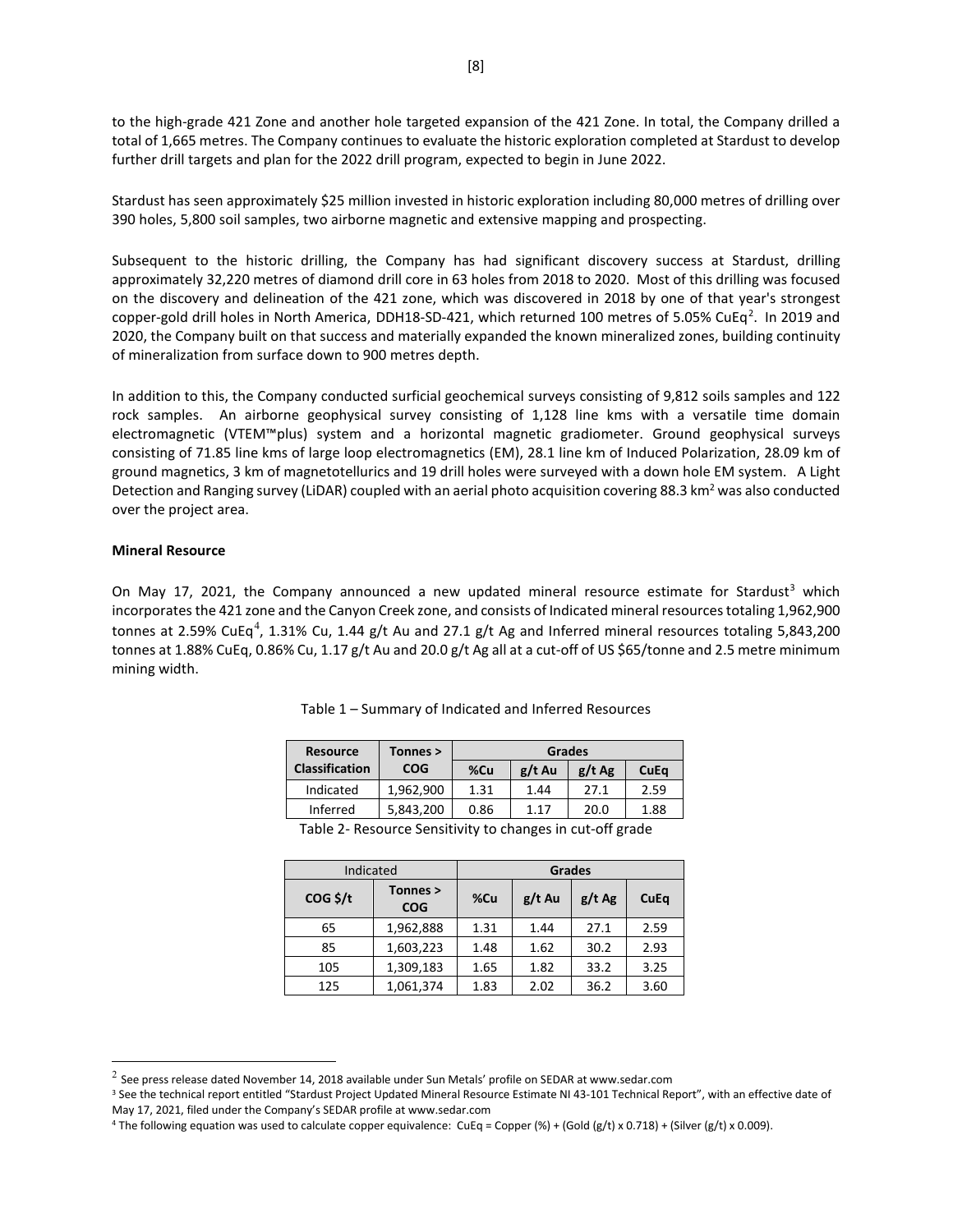to the high-grade 421 Zone and another hole targeted expansion of the 421 Zone. In total, the Company drilled a total of 1,665 metres. The Company continues to evaluate the historic exploration completed at Stardust to develop further drill targets and plan for the 2022 drill program, expected to begin in June 2022.

Stardust has seen approximately $25 million invested in historic exploration including 80,000 metres of drilling over 390 holes, 5,800 soil samples, two airborne magnetic and extensive mapping and prospecting.

Subsequent to the historic drilling, the Company has had significant discovery success at Stardust, drilling approximately 32,220 metres of diamond drill core in 63 holes from 2018 to 2020. Most of this drilling was focused on the discovery and delineation of the 421 zone, which was discovered in 2018 by one of that year's strongest copper-gold drill holes in North America, DDH18-SD-421, which returned 100 metres of 5.05% CuEq[2]. In 2019 and 2020, the Company built on that success and materially expanded the known mineralized zones, building continuity of mineralization from surface down to 900 metres depth.

In addition to this, the Company conducted surficial geochemical surveys consisting of 9,812 soils samples and 122 rock samples. An airborne geophysical survey consisting of 1,128 line kms with a versatile time domain electromagnetic (VTEM™plus) system and a horizontal magnetic gradiometer. Ground geophysical surveys consisting of 71.85 line kms of large loop electromagnetics (EM), 28.1 line km of Induced Polarization, 28.09 km of ground magnetics, 3 km of magnetotellurics and 19 drill holes were surveyed with a down hole EM system. A Light Detection and Ranging survey (LiDAR) coupled with an aerial photo acquisition covering 88.3 km$^2$ was also conducted over the project area.

**Mineral Resource**

On May 17, 2021, the Company announced a new updated mineral resource estimate for Stardust[3] which incorporates the 421 zone and the Canyon Creek zone, and consists of Indicated mineral resources totaling 1,962,900 tonnes at 2.59% CuEq[4], 1.31% Cu, 1.44 g/t Au and 27.1 g/t Ag and Inferred mineral resources totaling 5,843,200 tonnes at 1.88% CuEq, 0.86% Cu, 1.17 g/t Au and 20.0 g/t Ag all at a cut-off of US $65/tonne and 2.5 metre minimum mining width.

Table 1 – Summary of Indicated and Inferred Resources

| Resource Classification | Tonnes > COG | Grades | | | |
|---|---|---|---|---|---|
| | | %Cu | g/t Au | g/t Ag | CuEq |
| Indicated | 1,962,900 | 1.31 | 1.44 | 27.1 | 2.59 |
| Inferred | 5,843,200 | 0.86 | 1.17 | 20.0 | 1.88 |

Table 2- Resource Sensitivity to changes in cut-off grade

| Indicated | | Grades | | | |
|---|---|---|---|---|---|
| COG $/t | Tonnes > COG | %Cu | g/t Au | g/t Ag | CuEq |
| 65 | 1,962,888 | 1.31 | 1.44 | 27.1 | 2.59 |
| 85 | 1,603,223 | 1.48 | 1.62 | 30.2 | 2.93 |
| 105 | 1,309,183 | 1.65 | 1.82 | 33.2 | 3.25 |
| 125 | 1,061,374 | 1.83 | 2.02 | 36.2 | 3.60 |

[2] See press release dated November 14, 2018 available under Sun Metals' profile on SEDAR at www.sedar.com

[3] See the technical report entitled "Stardust Project Updated Mineral Resource Estimate NI 43-101 Technical Report", with an effective date of May 17, 2021, filed under the Company's SEDAR profile at www.sedar.com

[4] The following equation was used to calculate copper equivalence: CuEq = Copper (%) + (Gold (g/t) x 0.718) + (Silver (g/t) x 0.009).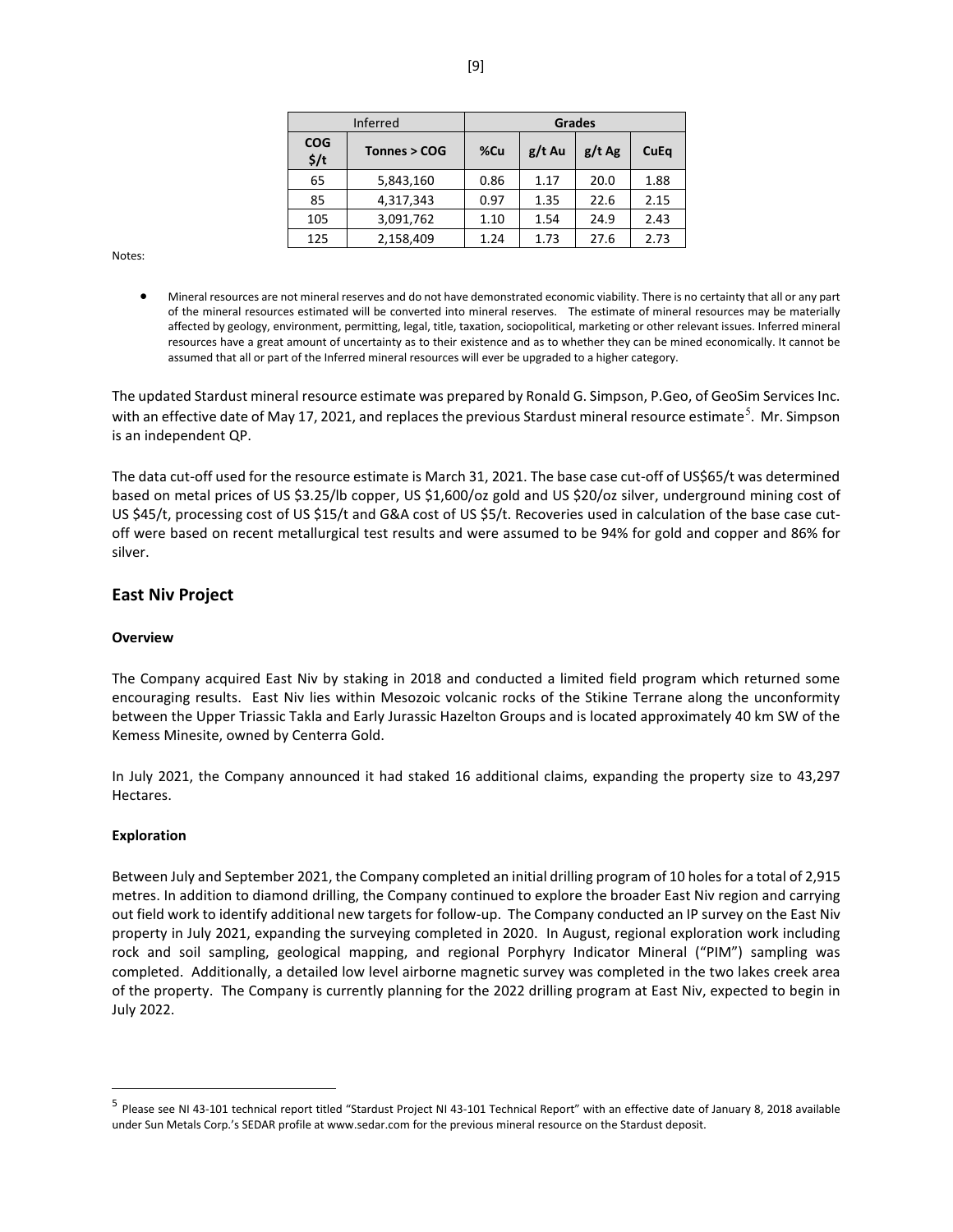| Inferred | | Grades | | | |
|---|---|---|---|---|---|
| COG $/t | Tonnes > COG | %Cu | g/t Au | g/t Ag | CuEq |
| 65 | 5,843,160 | 0.86 | 1.17 | 20.0 | 1.88 |
| 85 | 4,317,343 | 0.97 | 1.35 | 22.6 | 2.15 |
| 105 | 3,091,762 | 1.10 | 1.54 | 24.9 | 2.43 |
| 125 | 2,158,409 | 1.24 | 1.73 | 27.6 | 2.73 |

Notes:

- Mineral resources are not mineral reserves and do not have demonstrated economic viability. There is no certainty that all or any part of the mineral resources estimated will be converted into mineral reserves. The estimate of mineral resources may be materially affected by geology, environment, permitting, legal, title, taxation, sociopolitical, marketing or other relevant issues. Inferred mineral resources have a great amount of uncertainty as to their existence and as to whether they can be mined economically. It cannot be assumed that all or part of the Inferred mineral resources will ever be upgraded to a higher category.

The updated Stardust mineral resource estimate was prepared by Ronald G. Simpson, P.Geo, of GeoSim Services Inc. with an effective date of May 17, 2021, and replaces the previous Stardust mineral resource estimate[5]. Mr. Simpson is an independent QP.

The data cut-off used for the resource estimate is March 31, 2021. The base case cut-off of US$65/t was determined based on metal prices of US $3.25/lb copper, US $1,600/oz gold and US $20/oz silver, underground mining cost of US $45/t, processing cost of US $15/t and G&A cost of US $5/t. Recoveries used in calculation of the base case cut-off were based on recent metallurgical test results and were assumed to be 94% for gold and copper and 86% for silver.

## East Niv Project

### Overview

The Company acquired East Niv by staking in 2018 and conducted a limited field program which returned some encouraging results. East Niv lies within Mesozoic volcanic rocks of the Stikine Terrane along the unconformity between the Upper Triassic Takla and Early Jurassic Hazelton Groups and is located approximately 40 km SW of the Kemess Minesite, owned by Centerra Gold.

In July 2021, the Company announced it had staked 16 additional claims, expanding the property size to 43,297 Hectares.

### Exploration

Between July and September 2021, the Company completed an initial drilling program of 10 holes for a total of 2,915 metres. In addition to diamond drilling, the Company continued to explore the broader East Niv region and carrying out field work to identify additional new targets for follow-up. The Company conducted an IP survey on the East Niv property in July 2021, expanding the surveying completed in 2020. In August, regional exploration work including rock and soil sampling, geological mapping, and regional Porphyry Indicator Mineral ("PIM") sampling was completed. Additionally, a detailed low level airborne magnetic survey was completed in the two lakes creek area of the property. The Company is currently planning for the 2022 drilling program at East Niv, expected to begin in July 2022.

---

[5] Please see NI 43-101 technical report titled "Stardust Project NI 43-101 Technical Report" with an effective date of January 8, 2018 available under Sun Metals Corp.'s SEDAR profile at www.sedar.com for the previous mineral resource on the Stardust deposit.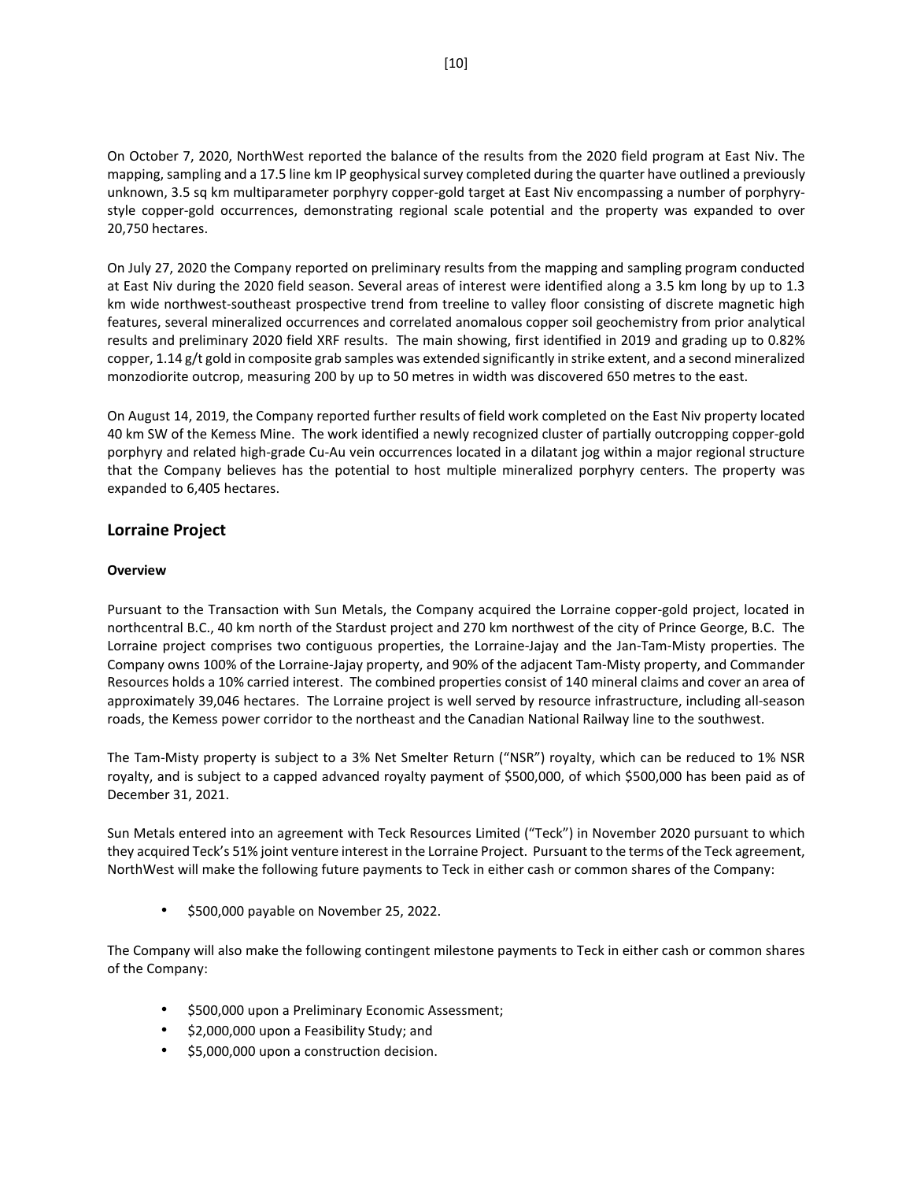On October 7, 2020, NorthWest reported the balance of the results from the 2020 field program at East Niv. The mapping, sampling and a 17.5 line km IP geophysical survey completed during the quarter have outlined a previously unknown, 3.5 sq km multiparameter porphyry copper-gold target at East Niv encompassing a number of porphyry-style copper-gold occurrences, demonstrating regional scale potential and the property was expanded to over 20,750 hectares.

On July 27, 2020 the Company reported on preliminary results from the mapping and sampling program conducted at East Niv during the 2020 field season. Several areas of interest were identified along a 3.5 km long by up to 1.3 km wide northwest-southeast prospective trend from treeline to valley floor consisting of discrete magnetic high features, several mineralized occurrences and correlated anomalous copper soil geochemistry from prior analytical results and preliminary 2020 field XRF results. The main showing, first identified in 2019 and grading up to 0.82% copper, 1.14 g/t gold in composite grab samples was extended significantly in strike extent, and a second mineralized monzodiorite outcrop, measuring 200 by up to 50 metres in width was discovered 650 metres to the east.

On August 14, 2019, the Company reported further results of field work completed on the East Niv property located 40 km SW of the Kemess Mine. The work identified a newly recognized cluster of partially outcropping copper-gold porphyry and related high-grade Cu-Au vein occurrences located in a dilatant jog within a major regional structure that the Company believes has the potential to host multiple mineralized porphyry centers. The property was expanded to 6,405 hectares.

## Lorraine Project

### Overview

Pursuant to the Transaction with Sun Metals, the Company acquired the Lorraine copper-gold project, located in northcentral B.C., 40 km north of the Stardust project and 270 km northwest of the city of Prince George, B.C. The Lorraine project comprises two contiguous properties, the Lorraine-Jajay and the Jan-Tam-Misty properties. The Company owns 100% of the Lorraine-Jajay property, and 90% of the adjacent Tam-Misty property, and Commander Resources holds a 10% carried interest. The combined properties consist of 140 mineral claims and cover an area of approximately 39,046 hectares. The Lorraine project is well served by resource infrastructure, including all-season roads, the Kemess power corridor to the northeast and the Canadian National Railway line to the southwest.

The Tam-Misty property is subject to a 3% Net Smelter Return ("NSR") royalty, which can be reduced to 1% NSR royalty, and is subject to a capped advanced royalty payment of $500,000, of which $500,000 has been paid as of December 31, 2021.

Sun Metals entered into an agreement with Teck Resources Limited ("Teck") in November 2020 pursuant to which they acquired Teck's 51% joint venture interest in the Lorraine Project. Pursuant to the terms of the Teck agreement, NorthWest will make the following future payments to Teck in either cash or common shares of the Company:

- $500,000 payable on November 25, 2022.

The Company will also make the following contingent milestone payments to Teck in either cash or common shares of the Company:

- $500,000 upon a Preliminary Economic Assessment;
- $2,000,000 upon a Feasibility Study; and
- $5,000,000 upon a construction decision.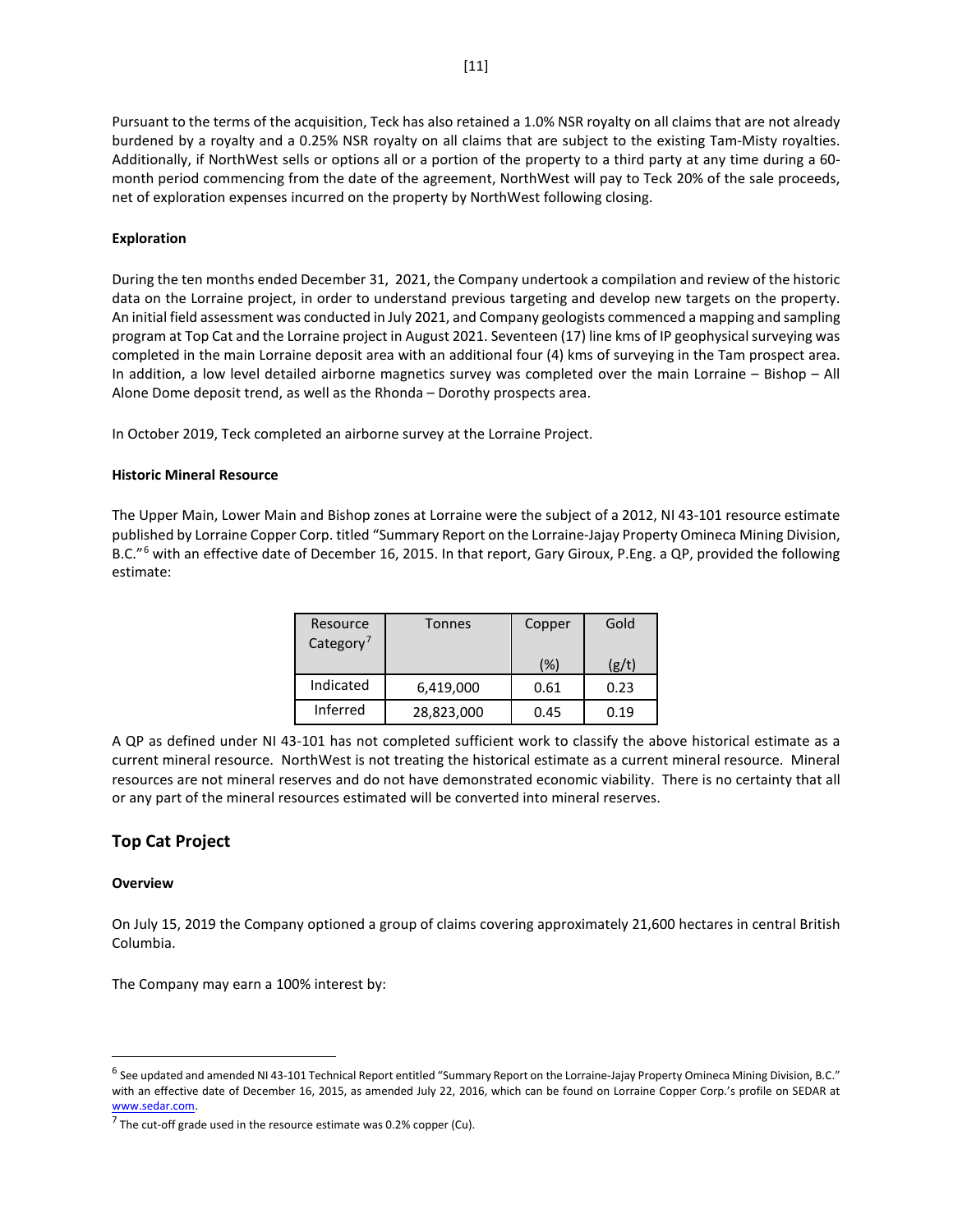Pursuant to the terms of the acquisition, Teck has also retained a 1.0% NSR royalty on all claims that are not already burdened by a royalty and a 0.25% NSR royalty on all claims that are subject to the existing Tam-Misty royalties. Additionally, if NorthWest sells or options all or a portion of the property to a third party at any time during a 60-month period commencing from the date of the agreement, NorthWest will pay to Teck 20% of the sale proceeds, net of exploration expenses incurred on the property by NorthWest following closing.

**Exploration**

During the ten months ended December 31, 2021, the Company undertook a compilation and review of the historic data on the Lorraine project, in order to understand previous targeting and develop new targets on the property. An initial field assessment was conducted in July 2021, and Company geologists commenced a mapping and sampling program at Top Cat and the Lorraine project in August 2021. Seventeen (17) line kms of IP geophysical surveying was completed in the main Lorraine deposit area with an additional four (4) kms of surveying in the Tam prospect area. In addition, a low level detailed airborne magnetics survey was completed over the main Lorraine – Bishop – All Alone Dome deposit trend, as well as the Rhonda – Dorothy prospects area.

In October 2019, Teck completed an airborne survey at the Lorraine Project.

**Historic Mineral Resource**

The Upper Main, Lower Main and Bishop zones at Lorraine were the subject of a 2012, NI 43-101 resource estimate published by Lorraine Copper Corp. titled "Summary Report on the Lorraine-Jajay Property Omineca Mining Division, B.C."[6] with an effective date of December 16, 2015. In that report, Gary Giroux, P.Eng. a QP, provided the following estimate:

| Resource Category[7] | Tonnes | Copper (%) | Gold (g/t) |
|---|---|---|---|
| Indicated | 6,419,000 | 0.61 | 0.23 |
| Inferred | 28,823,000 | 0.45 | 0.19 |

A QP as defined under NI 43-101 has not completed sufficient work to classify the above historical estimate as a current mineral resource. NorthWest is not treating the historical estimate as a current mineral resource. Mineral resources are not mineral reserves and do not have demonstrated economic viability. There is no certainty that all or any part of the mineral resources estimated will be converted into mineral reserves.

## Top Cat Project

**Overview**

On July 15, 2019 the Company optioned a group of claims covering approximately 21,600 hectares in central British Columbia.

The Company may earn a 100% interest by:

---

[6] See updated and amended NI 43-101 Technical Report entitled "Summary Report on the Lorraine-Jajay Property Omineca Mining Division, B.C." with an effective date of December 16, 2015, as amended July 22, 2016, which can be found on Lorraine Copper Corp.'s profile on SEDAR at www.sedar.com.

[7] The cut-off grade used in the resource estimate was 0.2% copper (Cu).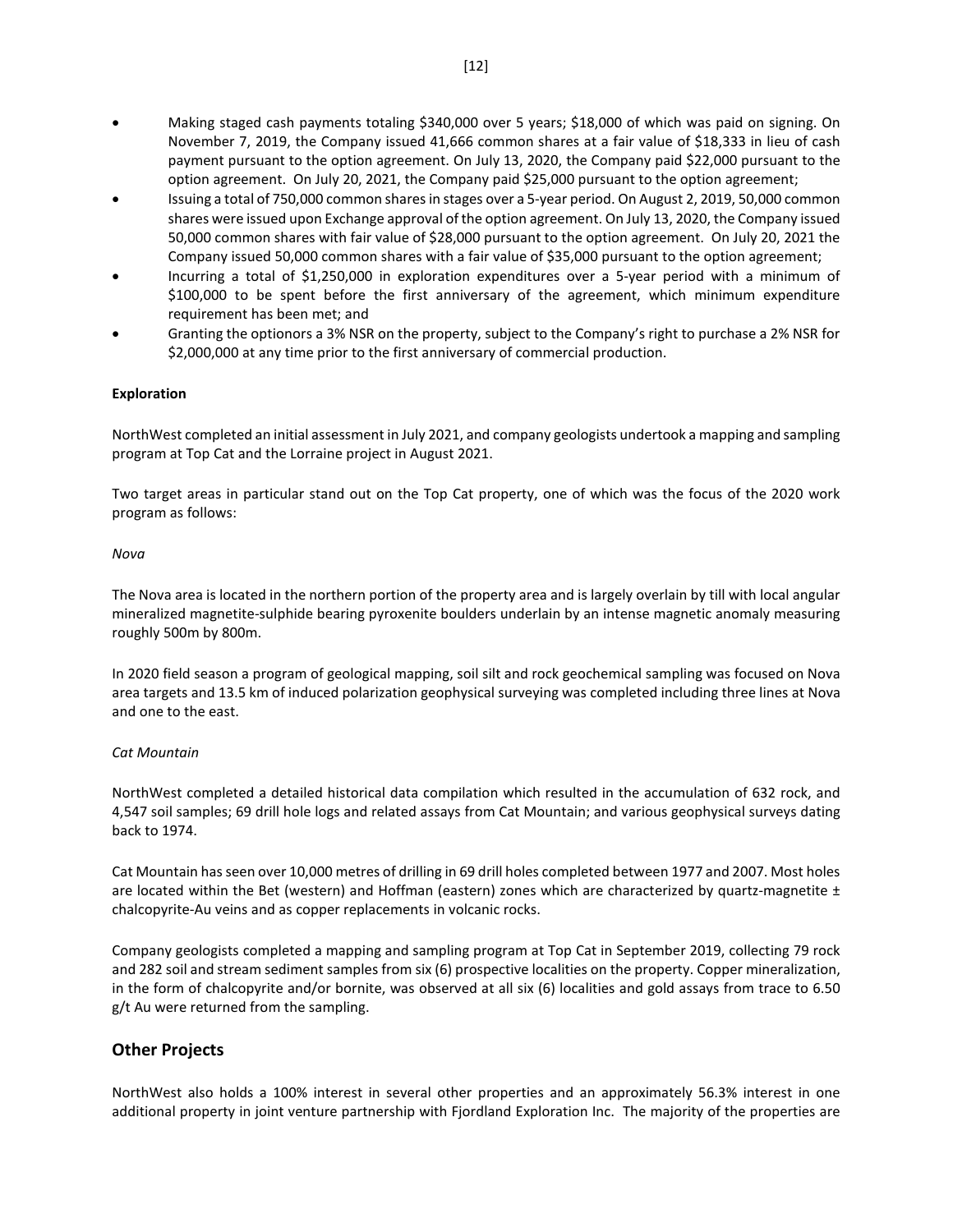- Making staged cash payments totaling $340,000 over 5 years; $18,000 of which was paid on signing. On November 7, 2019, the Company issued 41,666 common shares at a fair value of $18,333 in lieu of cash payment pursuant to the option agreement. On July 13, 2020, the Company paid $22,000 pursuant to the option agreement. On July 20, 2021, the Company paid $25,000 pursuant to the option agreement;
- Issuing a total of 750,000 common shares in stages over a 5-year period. On August 2, 2019, 50,000 common shares were issued upon Exchange approval of the option agreement. On July 13, 2020, the Company issued 50,000 common shares with fair value of $28,000 pursuant to the option agreement. On July 20, 2021 the Company issued 50,000 common shares with a fair value of $35,000 pursuant to the option agreement;
- Incurring a total of $1,250,000 in exploration expenditures over a 5-year period with a minimum of $100,000 to be spent before the first anniversary of the agreement, which minimum expenditure requirement has been met; and
- Granting the optionors a 3% NSR on the property, subject to the Company's right to purchase a 2% NSR for $2,000,000 at any time prior to the first anniversary of commercial production.

**Exploration**

NorthWest completed an initial assessment in July 2021, and company geologists undertook a mapping and sampling program at Top Cat and the Lorraine project in August 2021.

Two target areas in particular stand out on the Top Cat property, one of which was the focus of the 2020 work program as follows:

*Nova*

The Nova area is located in the northern portion of the property area and is largely overlain by till with local angular mineralized magnetite-sulphide bearing pyroxenite boulders underlain by an intense magnetic anomaly measuring roughly 500m by 800m.

In 2020 field season a program of geological mapping, soil silt and rock geochemical sampling was focused on Nova area targets and 13.5 km of induced polarization geophysical surveying was completed including three lines at Nova and one to the east.

*Cat Mountain*

NorthWest completed a detailed historical data compilation which resulted in the accumulation of 632 rock, and 4,547 soil samples; 69 drill hole logs and related assays from Cat Mountain; and various geophysical surveys dating back to 1974.

Cat Mountain has seen over 10,000 metres of drilling in 69 drill holes completed between 1977 and 2007. Most holes are located within the Bet (western) and Hoffman (eastern) zones which are characterized by quartz-magnetite ± chalcopyrite-Au veins and as copper replacements in volcanic rocks.

Company geologists completed a mapping and sampling program at Top Cat in September 2019, collecting 79 rock and 282 soil and stream sediment samples from six (6) prospective localities on the property. Copper mineralization, in the form of chalcopyrite and/or bornite, was observed at all six (6) localities and gold assays from trace to 6.50 g/t Au were returned from the sampling.

## Other Projects

NorthWest also holds a 100% interest in several other properties and an approximately 56.3% interest in one additional property in joint venture partnership with Fjordland Exploration Inc. The majority of the properties are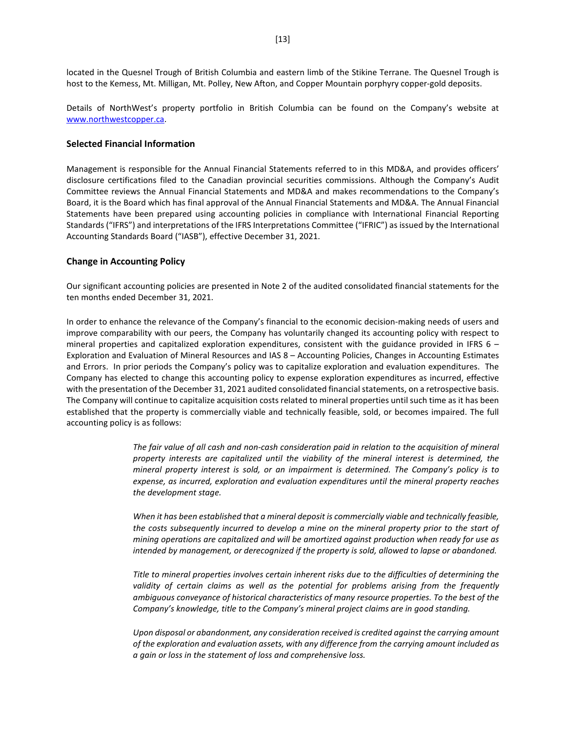located in the Quesnel Trough of British Columbia and eastern limb of the Stikine Terrane. The Quesnel Trough is host to the Kemess, Mt. Milligan, Mt. Polley, New Afton, and Copper Mountain porphyry copper-gold deposits.

Details of NorthWest's property portfolio in British Columbia can be found on the Company's website at [www.northwestcopper.ca](www.northwestcopper.ca).

## Selected Financial Information

Management is responsible for the Annual Financial Statements referred to in this MD&A, and provides officers' disclosure certifications filed to the Canadian provincial securities commissions. Although the Company's Audit Committee reviews the Annual Financial Statements and MD&A and makes recommendations to the Company's Board, it is the Board which has final approval of the Annual Financial Statements and MD&A. The Annual Financial Statements have been prepared using accounting policies in compliance with International Financial Reporting Standards ("IFRS") and interpretations of the IFRS Interpretations Committee ("IFRIC") as issued by the International Accounting Standards Board ("IASB"), effective December 31, 2021.

## Change in Accounting Policy

Our significant accounting policies are presented in Note 2 of the audited consolidated financial statements for the ten months ended December 31, 2021.

In order to enhance the relevance of the Company's financial to the economic decision-making needs of users and improve comparability with our peers, the Company has voluntarily changed its accounting policy with respect to mineral properties and capitalized exploration expenditures, consistent with the guidance provided in IFRS 6 – Exploration and Evaluation of Mineral Resources and IAS 8 – Accounting Policies, Changes in Accounting Estimates and Errors. In prior periods the Company's policy was to capitalize exploration and evaluation expenditures. The Company has elected to change this accounting policy to expense exploration expenditures as incurred, effective with the presentation of the December 31, 2021 audited consolidated financial statements, on a retrospective basis. The Company will continue to capitalize acquisition costs related to mineral properties until such time as it has been established that the property is commercially viable and technically feasible, sold, or becomes impaired. The full accounting policy is as follows:

> *The fair value of all cash and non-cash consideration paid in relation to the acquisition of mineral property interests are capitalized until the viability of the mineral interest is determined, the mineral property interest is sold, or an impairment is determined. The Company's policy is to expense, as incurred, exploration and evaluation expenditures until the mineral property reaches the development stage.*
>
> *When it has been established that a mineral deposit is commercially viable and technically feasible, the costs subsequently incurred to develop a mine on the mineral property prior to the start of mining operations are capitalized and will be amortized against production when ready for use as intended by management, or derecognized if the property is sold, allowed to lapse or abandoned.*
>
> *Title to mineral properties involves certain inherent risks due to the difficulties of determining the validity of certain claims as well as the potential for problems arising from the frequently ambiguous conveyance of historical characteristics of many resource properties. To the best of the Company's knowledge, title to the Company's mineral project claims are in good standing.*
>
> *Upon disposal or abandonment, any consideration received is credited against the carrying amount of the exploration and evaluation assets, with any difference from the carrying amount included as a gain or loss in the statement of loss and comprehensive loss.*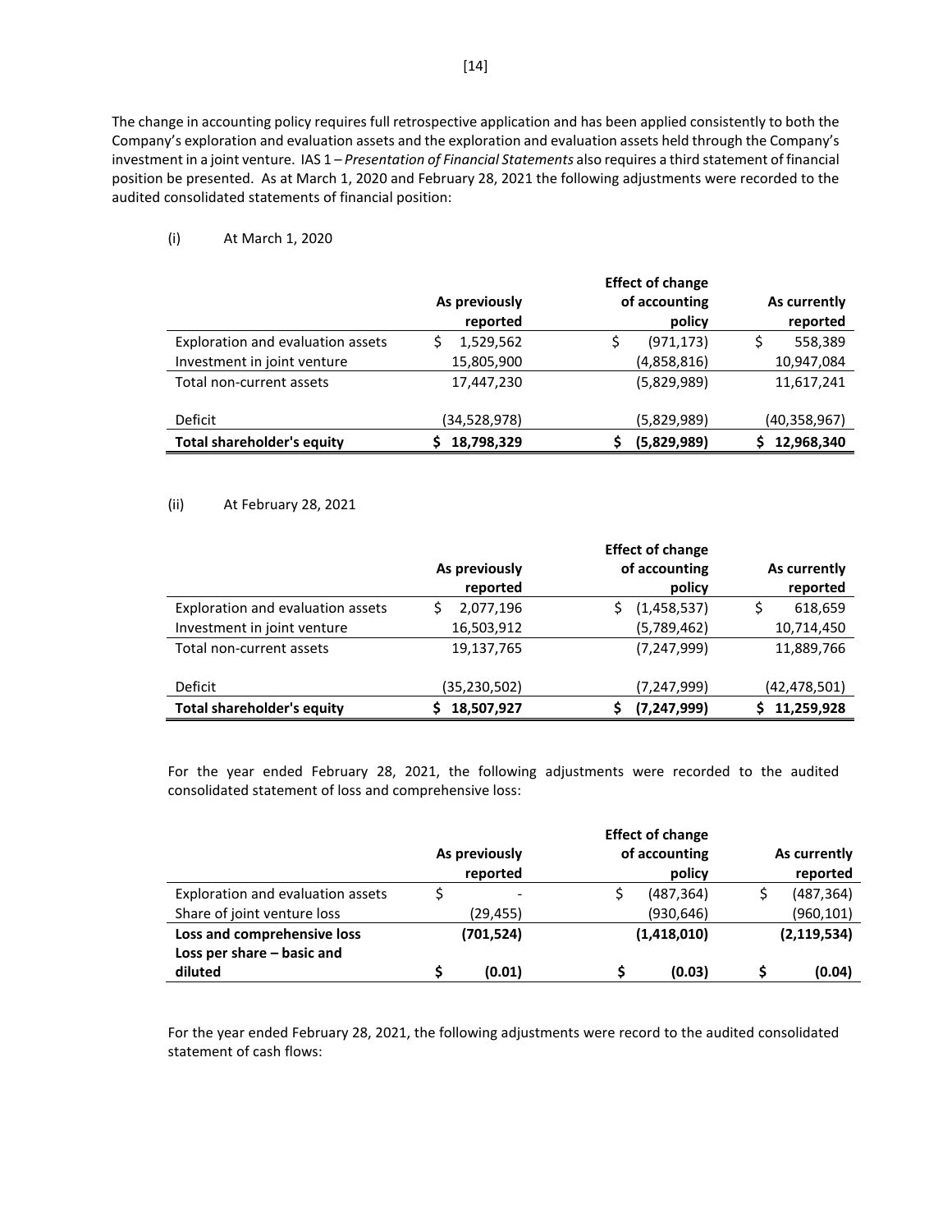The change in accounting policy requires full retrospective application and has been applied consistently to both the Company's exploration and evaluation assets and the exploration and evaluation assets held through the Company's investment in a joint venture. IAS 1 – *Presentation of Financial Statements* also requires a third statement of financial position be presented. As at March 1, 2020 and February 28, 2021 the following adjustments were recorded to the audited consolidated statements of financial position:

(i) At March 1, 2020

| | As previously reported | Effect of change of accounting policy | As currently reported |
|---|---|---|---|
| Exploration and evaluation assets | $ 1,529,562 | $ (971,173) | $ 558,389 |
| Investment in joint venture | 15,805,900 | (4,858,816) | 10,947,084 |
| Total non-current assets | 17,447,230 | (5,829,989) | 11,617,241 |
| Deficit | (34,528,978) | (5,829,989) | (40,358,967) |
| **Total shareholder's equity** | **$ 18,798,329** | **$ (5,829,989)** | **$ 12,968,340** |

(ii) At February 28, 2021

| | As previously reported | Effect of change of accounting policy | As currently reported |
|---|---|---|---|
| Exploration and evaluation assets | $ 2,077,196 | $ (1,458,537) | $ 618,659 |
| Investment in joint venture | 16,503,912 | (5,789,462) | 10,714,450 |
| Total non-current assets | 19,137,765 | (7,247,999) | 11,889,766 |
| Deficit | (35,230,502) | (7,247,999) | (42,478,501) |
| **Total shareholder's equity** | **$ 18,507,927** | **$ (7,247,999)** | **$ 11,259,928** |

For the year ended February 28, 2021, the following adjustments were recorded to the audited consolidated statement of loss and comprehensive loss:

| | As previously reported | Effect of change of accounting policy | As currently reported |
|---|---|---|---|
| Exploration and evaluation assets | $ - | $ (487,364) | $ (487,364) |
| Share of joint venture loss | (29,455) | (930,646) | (960,101) |
| **Loss and comprehensive loss** | **(701,524)** | **(1,418,010)** | **(2,119,534)** |
| **Loss per share – basic and diluted** | **$ (0.01)** | **$ (0.03)** | **$ (0.04)** |

For the year ended February 28, 2021, the following adjustments were record to the audited consolidated statement of cash flows: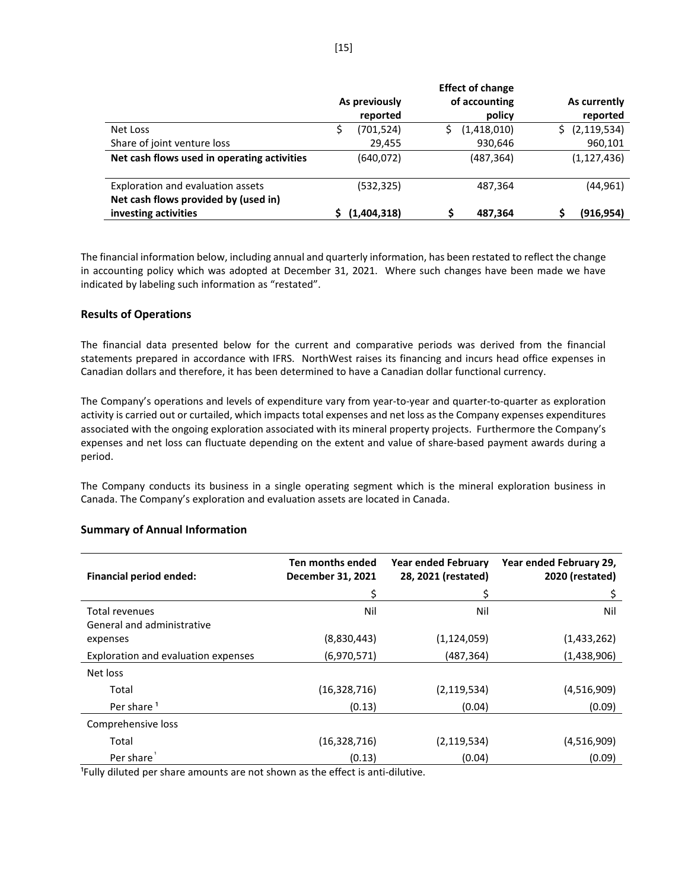| | As previously reported | Effect of change of accounting policy | As currently reported |
|---|---|---|---|
| Net Loss | $ (701,524) | $ (1,418,010) | $ (2,119,534) |
| Share of joint venture loss | 29,455 | 930,646 | 960,101 |
| **Net cash flows used in operating activities** | (640,072) | (487,364) | (1,127,436) |
| Exploration and evaluation assets | (532,325) | 487,364 | (44,961) |
| **Net cash flows provided by (used in) investing activities** | **$ (1,404,318)** | **$ 487,364** | **$ (916,954)** |

The financial information below, including annual and quarterly information, has been restated to reflect the change in accounting policy which was adopted at December 31, 2021. Where such changes have been made we have indicated by labeling such information as "restated".

### Results of Operations

The financial data presented below for the current and comparative periods was derived from the financial statements prepared in accordance with IFRS. NorthWest raises its financing and incurs head office expenses in Canadian dollars and therefore, it has been determined to have a Canadian dollar functional currency.

The Company's operations and levels of expenditure vary from year-to-year and quarter-to-quarter as exploration activity is carried out or curtailed, which impacts total expenses and net loss as the Company expenses expenditures associated with the ongoing exploration associated with its mineral property projects. Furthermore the Company's expenses and net loss can fluctuate depending on the extent and value of share-based payment awards during a period.

The Company conducts its business in a single operating segment which is the mineral exploration business in Canada. The Company's exploration and evaluation assets are located in Canada.

### Summary of Annual Information

| **Financial period ended:** | **Ten months ended December 31, 2021** | **Year ended February 28, 2021 (restated)** | **Year ended February 29, 2020 (restated)** |
|---|---|---|---|
| | $ | $ | $ |
| Total revenues | Nil | Nil | Nil |
| General and administrative expenses | (8,830,443) | (1,124,059) | (1,433,262) |
| Exploration and evaluation expenses | (6,970,571) | (487,364) | (1,438,906) |
| Net loss | | | |
| Total | (16,328,716) | (2,119,534) | (4,516,909) |
| Per share [1] | (0.13) | (0.04) | (0.09) |
| Comprehensive loss | | | |
| Total | (16,328,716) | (2,119,534) | (4,516,909) |
| Per share [1] | (0.13) | (0.04) | (0.09) |

[1]Fully diluted per share amounts are not shown as the effect is anti-dilutive.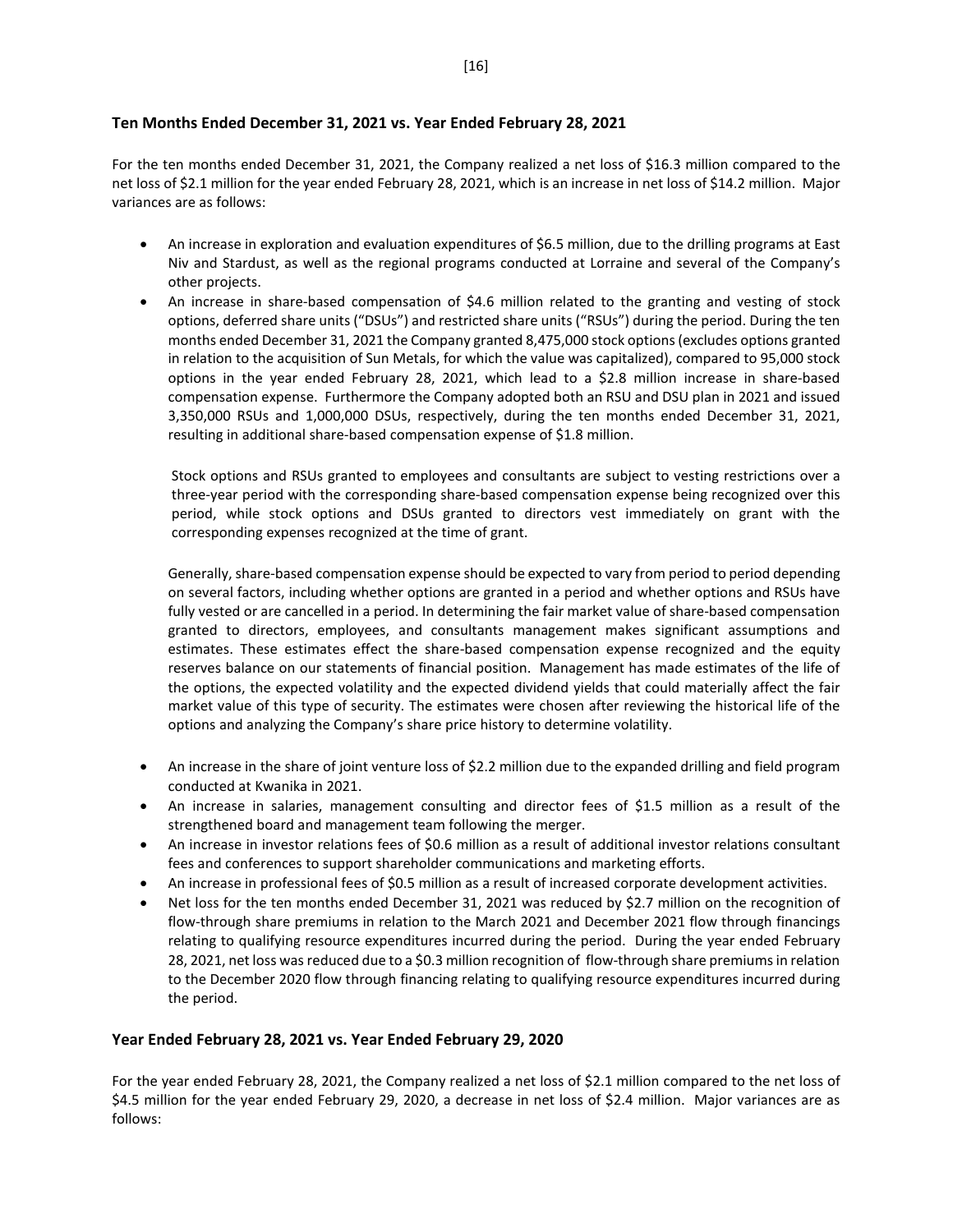## Ten Months Ended December 31, 2021 vs. Year Ended February 28, 2021

For the ten months ended December 31, 2021, the Company realized a net loss of $16.3 million compared to the net loss of $2.1 million for the year ended February 28, 2021, which is an increase in net loss of $14.2 million. Major variances are as follows:

- An increase in exploration and evaluation expenditures of $6.5 million, due to the drilling programs at East Niv and Stardust, as well as the regional programs conducted at Lorraine and several of the Company's other projects.
- An increase in share-based compensation of $4.6 million related to the granting and vesting of stock options, deferred share units ("DSUs") and restricted share units ("RSUs") during the period. During the ten months ended December 31, 2021 the Company granted 8,475,000 stock options (excludes options granted in relation to the acquisition of Sun Metals, for which the value was capitalized), compared to 95,000 stock options in the year ended February 28, 2021, which lead to a $2.8 million increase in share-based compensation expense. Furthermore the Company adopted both an RSU and DSU plan in 2021 and issued 3,350,000 RSUs and 1,000,000 DSUs, respectively, during the ten months ended December 31, 2021, resulting in additional share-based compensation expense of $1.8 million.

  Stock options and RSUs granted to employees and consultants are subject to vesting restrictions over a three-year period with the corresponding share-based compensation expense being recognized over this period, while stock options and DSUs granted to directors vest immediately on grant with the corresponding expenses recognized at the time of grant.

  Generally, share-based compensation expense should be expected to vary from period to period depending on several factors, including whether options are granted in a period and whether options and RSUs have fully vested or are cancelled in a period. In determining the fair market value of share-based compensation granted to directors, employees, and consultants management makes significant assumptions and estimates. These estimates effect the share-based compensation expense recognized and the equity reserves balance on our statements of financial position. Management has made estimates of the life of the options, the expected volatility and the expected dividend yields that could materially affect the fair market value of this type of security. The estimates were chosen after reviewing the historical life of the options and analyzing the Company's share price history to determine volatility.

- An increase in the share of joint venture loss of $2.2 million due to the expanded drilling and field program conducted at Kwanika in 2021.
- An increase in salaries, management consulting and director fees of $1.5 million as a result of the strengthened board and management team following the merger.
- An increase in investor relations fees of $0.6 million as a result of additional investor relations consultant fees and conferences to support shareholder communications and marketing efforts.
- An increase in professional fees of $0.5 million as a result of increased corporate development activities.
- Net loss for the ten months ended December 31, 2021 was reduced by $2.7 million on the recognition of flow-through share premiums in relation to the March 2021 and December 2021 flow through financings relating to qualifying resource expenditures incurred during the period. During the year ended February 28, 2021, net loss was reduced due to a $0.3 million recognition of flow-through share premiums in relation to the December 2020 flow through financing relating to qualifying resource expenditures incurred during the period.

## Year Ended February 28, 2021 vs. Year Ended February 29, 2020

For the year ended February 28, 2021, the Company realized a net loss of $2.1 million compared to the net loss of $4.5 million for the year ended February 29, 2020, a decrease in net loss of $2.4 million. Major variances are as follows: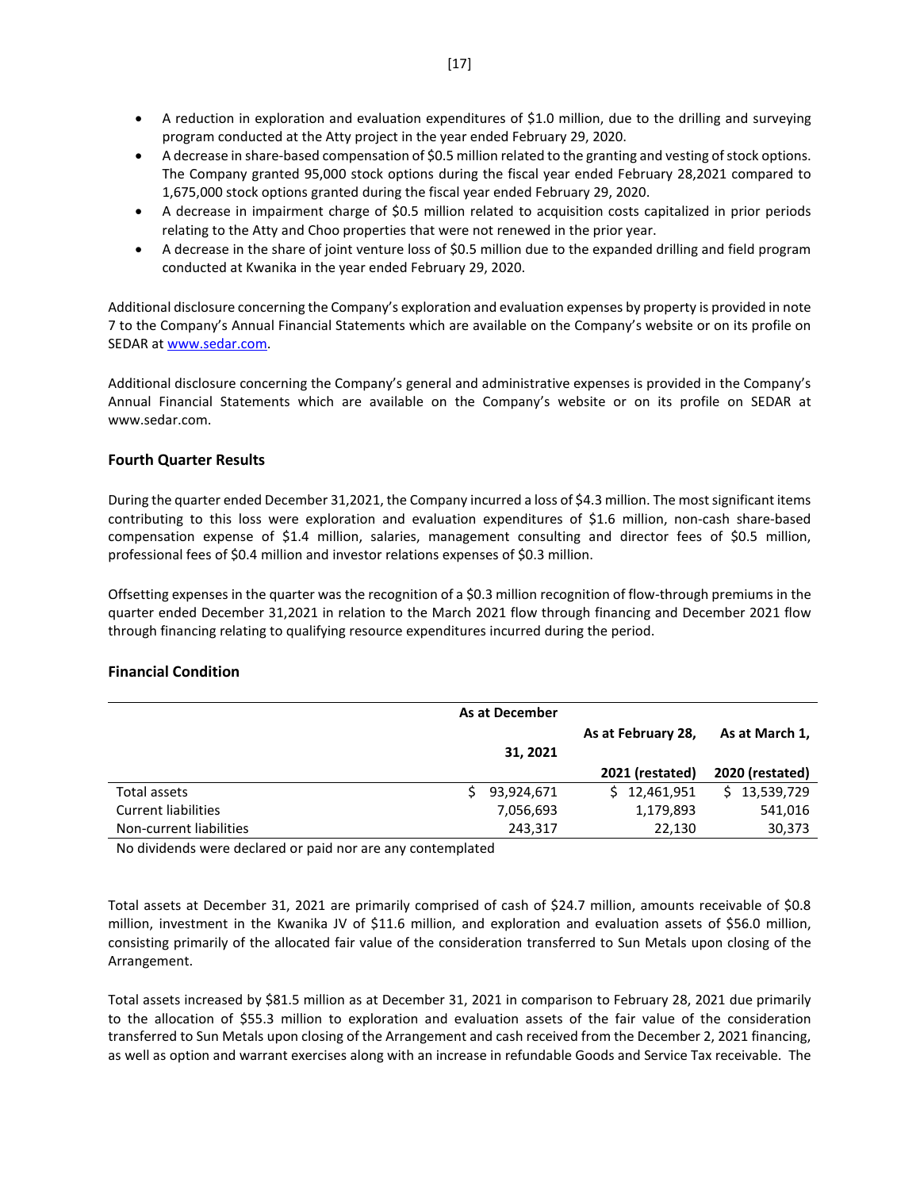- A reduction in exploration and evaluation expenditures of $1.0 million, due to the drilling and surveying program conducted at the Atty project in the year ended February 29, 2020.
- A decrease in share-based compensation of $0.5 million related to the granting and vesting of stock options. The Company granted 95,000 stock options during the fiscal year ended February 28,2021 compared to 1,675,000 stock options granted during the fiscal year ended February 29, 2020.
- A decrease in impairment charge of $0.5 million related to acquisition costs capitalized in prior periods relating to the Atty and Choo properties that were not renewed in the prior year.
- A decrease in the share of joint venture loss of $0.5 million due to the expanded drilling and field program conducted at Kwanika in the year ended February 29, 2020.

Additional disclosure concerning the Company's exploration and evaluation expenses by property is provided in note 7 to the Company's Annual Financial Statements which are available on the Company's website or on its profile on SEDAR at www.sedar.com.

Additional disclosure concerning the Company's general and administrative expenses is provided in the Company's Annual Financial Statements which are available on the Company's website or on its profile on SEDAR at www.sedar.com.

## Fourth Quarter Results

During the quarter ended December 31,2021, the Company incurred a loss of $4.3 million. The most significant items contributing to this loss were exploration and evaluation expenditures of $1.6 million, non-cash share-based compensation expense of $1.4 million, salaries, management consulting and director fees of $0.5 million, professional fees of $0.4 million and investor relations expenses of $0.3 million.

Offsetting expenses in the quarter was the recognition of a $0.3 million recognition of flow-through premiums in the quarter ended December 31,2021 in relation to the March 2021 flow through financing and December 2021 flow through financing relating to qualifying resource expenditures incurred during the period.

## Financial Condition

| | As at December 31, 2021 | As at February 28, 2021 (restated) | As at March 1, 2020 (restated) |
|---|---|---|---|
| Total assets | $ 93,924,671 | $ 12,461,951 | $ 13,539,729 |
| Current liabilities | 7,056,693 | 1,179,893 | 541,016 |
| Non-current liabilities | 243,317 | 22,130 | 30,373 |

No dividends were declared or paid nor are any contemplated

Total assets at December 31, 2021 are primarily comprised of cash of $24.7 million, amounts receivable of $0.8 million, investment in the Kwanika JV of $11.6 million, and exploration and evaluation assets of $56.0 million, consisting primarily of the allocated fair value of the consideration transferred to Sun Metals upon closing of the Arrangement.

Total assets increased by $81.5 million as at December 31, 2021 in comparison to February 28, 2021 due primarily to the allocation of $55.3 million to exploration and evaluation assets of the fair value of the consideration transferred to Sun Metals upon closing of the Arrangement and cash received from the December 2, 2021 financing, as well as option and warrant exercises along with an increase in refundable Goods and Service Tax receivable. The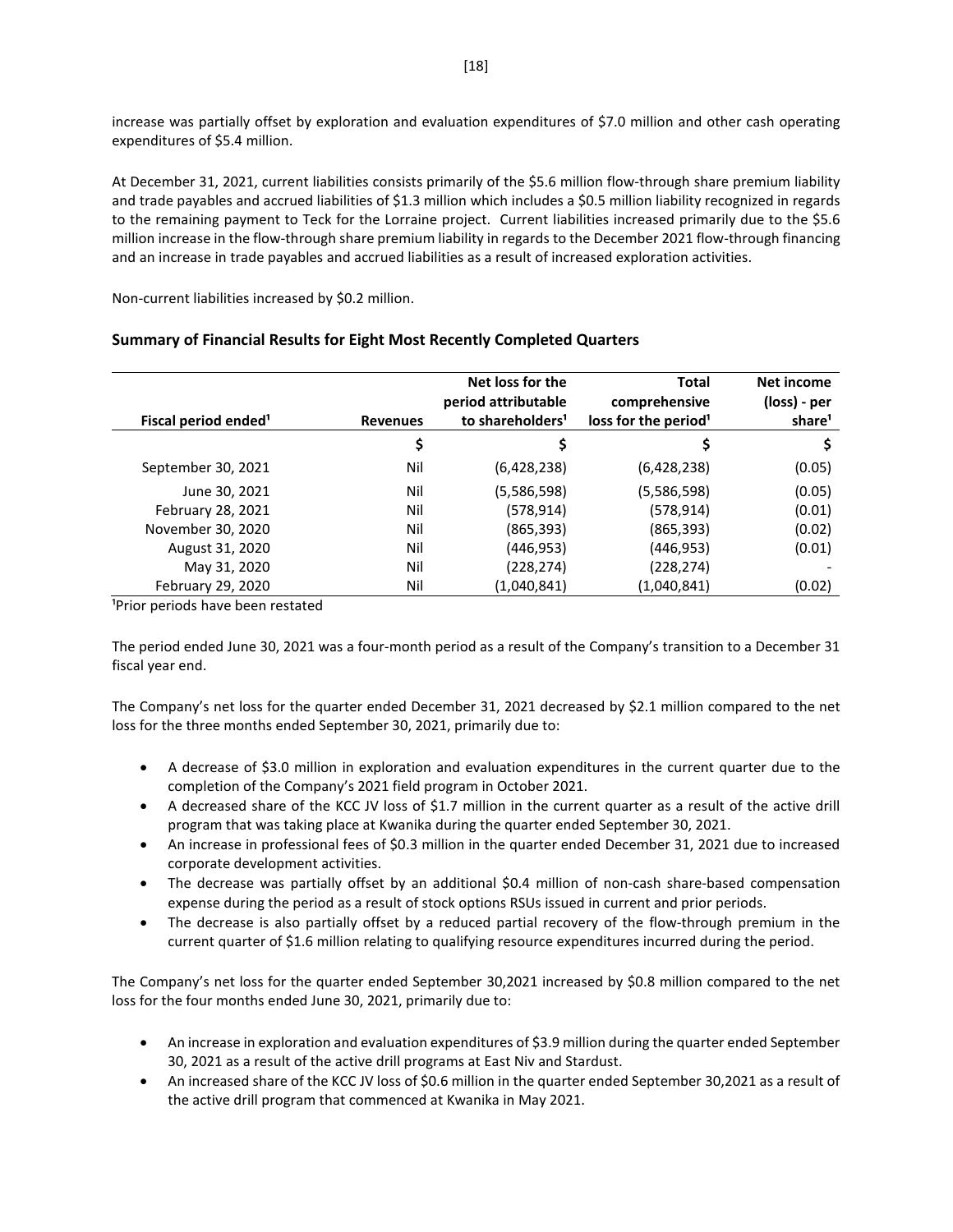increase was partially offset by exploration and evaluation expenditures of $7.0 million and other cash operating expenditures of $5.4 million.

At December 31, 2021, current liabilities consists primarily of the $5.6 million flow-through share premium liability and trade payables and accrued liabilities of $1.3 million which includes a $0.5 million liability recognized in regards to the remaining payment to Teck for the Lorraine project. Current liabilities increased primarily due to the $5.6 million increase in the flow-through share premium liability in regards to the December 2021 flow-through financing and an increase in trade payables and accrued liabilities as a result of increased exploration activities.

Non-current liabilities increased by $0.2 million.

## Summary of Financial Results for Eight Most Recently Completed Quarters

| Fiscal period ended[1] | Revenues | Net loss for the period attributable to shareholders[1] | Total comprehensive loss for the period[1] | Net income (loss) - per share[1] |
|---|---|---|---|---|
| | $ | $ | $ | $ |
| September 30, 2021 | Nil | (6,428,238) | (6,428,238) | (0.05) |
| June 30, 2021 | Nil | (5,586,598) | (5,586,598) | (0.05) |
| February 28, 2021 | Nil | (578,914) | (578,914) | (0.01) |
| November 30, 2020 | Nil | (865,393) | (865,393) | (0.02) |
| August 31, 2020 | Nil | (446,953) | (446,953) | (0.01) |
| May 31, 2020 | Nil | (228,274) | (228,274) | - |
| February 29, 2020 | Nil | (1,040,841) | (1,040,841) | (0.02) |

[1]Prior periods have been restated

The period ended June 30, 2021 was a four-month period as a result of the Company's transition to a December 31 fiscal year end.

The Company's net loss for the quarter ended December 31, 2021 decreased by $2.1 million compared to the net loss for the three months ended September 30, 2021, primarily due to:

- A decrease of $3.0 million in exploration and evaluation expenditures in the current quarter due to the completion of the Company's 2021 field program in October 2021.
- A decreased share of the KCC JV loss of $1.7 million in the current quarter as a result of the active drill program that was taking place at Kwanika during the quarter ended September 30, 2021.
- An increase in professional fees of $0.3 million in the quarter ended December 31, 2021 due to increased corporate development activities.
- The decrease was partially offset by an additional $0.4 million of non-cash share-based compensation expense during the period as a result of stock options RSUs issued in current and prior periods.
- The decrease is also partially offset by a reduced partial recovery of the flow-through premium in the current quarter of $1.6 million relating to qualifying resource expenditures incurred during the period.

The Company's net loss for the quarter ended September 30,2021 increased by $0.8 million compared to the net loss for the four months ended June 30, 2021, primarily due to:

- An increase in exploration and evaluation expenditures of $3.9 million during the quarter ended September 30, 2021 as a result of the active drill programs at East Niv and Stardust.
- An increased share of the KCC JV loss of $0.6 million in the quarter ended September 30,2021 as a result of the active drill program that commenced at Kwanika in May 2021.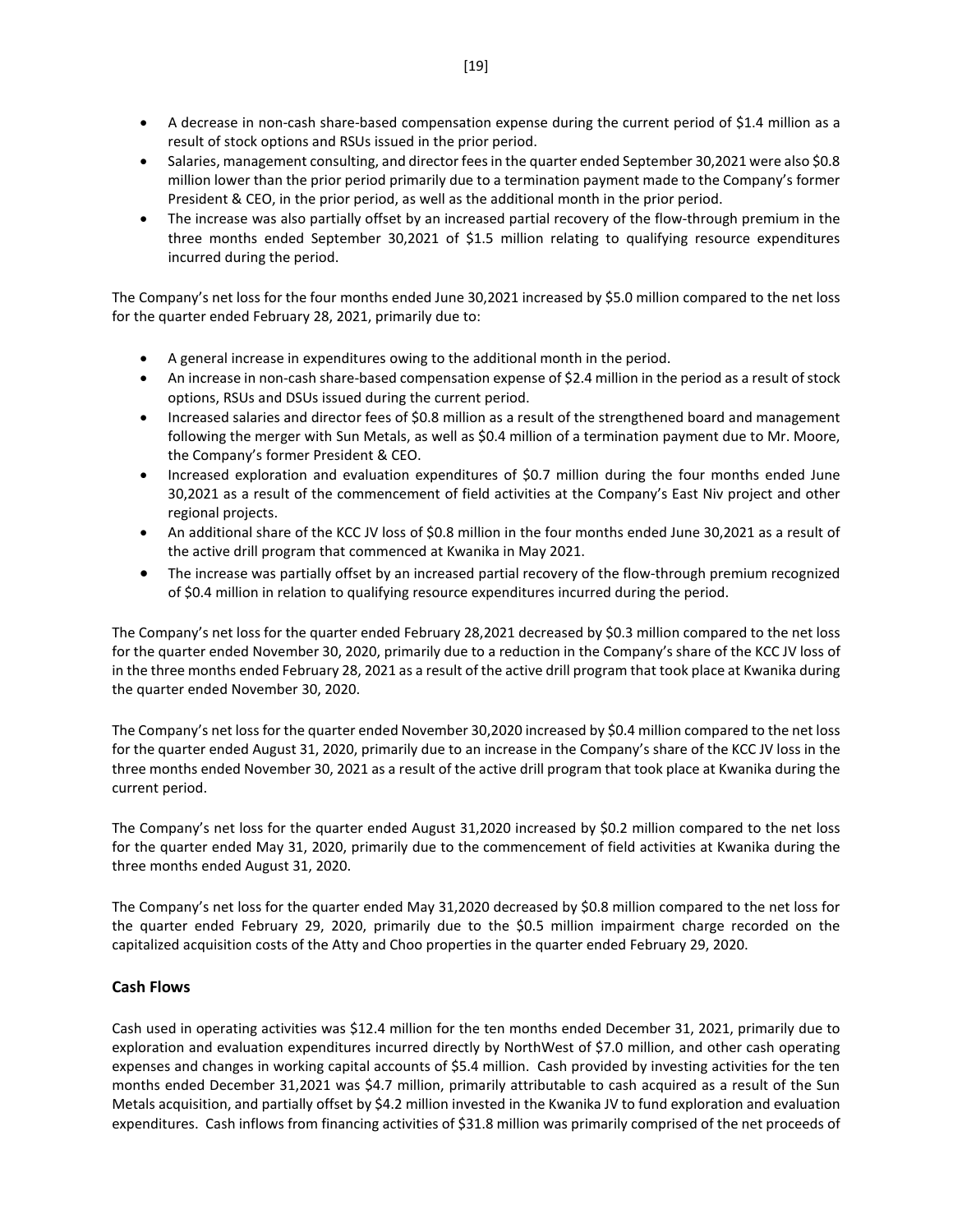- A decrease in non-cash share-based compensation expense during the current period of $1.4 million as a result of stock options and RSUs issued in the prior period.
- Salaries, management consulting, and director fees in the quarter ended September 30,2021 were also $0.8 million lower than the prior period primarily due to a termination payment made to the Company's former President & CEO, in the prior period, as well as the additional month in the prior period.
- The increase was also partially offset by an increased partial recovery of the flow-through premium in the three months ended September 30,2021 of $1.5 million relating to qualifying resource expenditures incurred during the period.

The Company's net loss for the four months ended June 30,2021 increased by $5.0 million compared to the net loss for the quarter ended February 28, 2021, primarily due to:

- A general increase in expenditures owing to the additional month in the period.
- An increase in non-cash share-based compensation expense of $2.4 million in the period as a result of stock options, RSUs and DSUs issued during the current period.
- Increased salaries and director fees of $0.8 million as a result of the strengthened board and management following the merger with Sun Metals, as well as $0.4 million of a termination payment due to Mr. Moore, the Company's former President & CEO.
- Increased exploration and evaluation expenditures of $0.7 million during the four months ended June 30,2021 as a result of the commencement of field activities at the Company's East Niv project and other regional projects.
- An additional share of the KCC JV loss of $0.8 million in the four months ended June 30,2021 as a result of the active drill program that commenced at Kwanika in May 2021.
- The increase was partially offset by an increased partial recovery of the flow-through premium recognized of $0.4 million in relation to qualifying resource expenditures incurred during the period.

The Company's net loss for the quarter ended February 28,2021 decreased by $0.3 million compared to the net loss for the quarter ended November 30, 2020, primarily due to a reduction in the Company's share of the KCC JV loss of in the three months ended February 28, 2021 as a result of the active drill program that took place at Kwanika during the quarter ended November 30, 2020.

The Company's net loss for the quarter ended November 30,2020 increased by $0.4 million compared to the net loss for the quarter ended August 31, 2020, primarily due to an increase in the Company's share of the KCC JV loss in the three months ended November 30, 2021 as a result of the active drill program that took place at Kwanika during the current period.

The Company's net loss for the quarter ended August 31,2020 increased by $0.2 million compared to the net loss for the quarter ended May 31, 2020, primarily due to the commencement of field activities at Kwanika during the three months ended August 31, 2020.

The Company's net loss for the quarter ended May 31,2020 decreased by $0.8 million compared to the net loss for the quarter ended February 29, 2020, primarily due to the $0.5 million impairment charge recorded on the capitalized acquisition costs of the Atty and Choo properties in the quarter ended February 29, 2020.

## Cash Flows

Cash used in operating activities was $12.4 million for the ten months ended December 31, 2021, primarily due to exploration and evaluation expenditures incurred directly by NorthWest of $7.0 million, and other cash operating expenses and changes in working capital accounts of $5.4 million. Cash provided by investing activities for the ten months ended December 31,2021 was $4.7 million, primarily attributable to cash acquired as a result of the Sun Metals acquisition, and partially offset by $4.2 million invested in the Kwanika JV to fund exploration and evaluation expenditures. Cash inflows from financing activities of $31.8 million was primarily comprised of the net proceeds of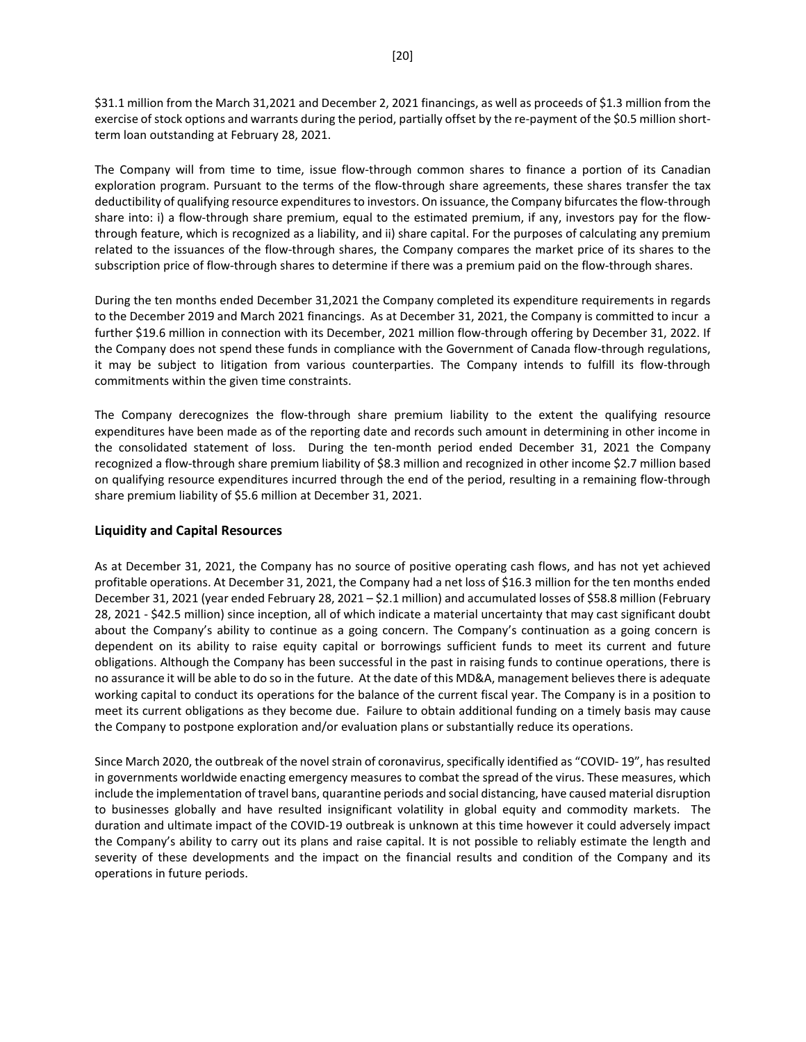$31.1 million from the March 31,2021 and December 2, 2021 financings, as well as proceeds of $1.3 million from the exercise of stock options and warrants during the period, partially offset by the re-payment of the $0.5 million short-term loan outstanding at February 28, 2021.

The Company will from time to time, issue flow-through common shares to finance a portion of its Canadian exploration program. Pursuant to the terms of the flow-through share agreements, these shares transfer the tax deductibility of qualifying resource expenditures to investors. On issuance, the Company bifurcates the flow-through share into: i) a flow-through share premium, equal to the estimated premium, if any, investors pay for the flow-through feature, which is recognized as a liability, and ii) share capital. For the purposes of calculating any premium related to the issuances of the flow-through shares, the Company compares the market price of its shares to the subscription price of flow-through shares to determine if there was a premium paid on the flow-through shares.

During the ten months ended December 31,2021 the Company completed its expenditure requirements in regards to the December 2019 and March 2021 financings. As at December 31, 2021, the Company is committed to incur a further $19.6 million in connection with its December, 2021 million flow-through offering by December 31, 2022. If the Company does not spend these funds in compliance with the Government of Canada flow-through regulations, it may be subject to litigation from various counterparties. The Company intends to fulfill its flow-through commitments within the given time constraints.

The Company derecognizes the flow-through share premium liability to the extent the qualifying resource expenditures have been made as of the reporting date and records such amount in determining in other income in the consolidated statement of loss. During the ten-month period ended December 31, 2021 the Company recognized a flow-through share premium liability of $8.3 million and recognized in other income $2.7 million based on qualifying resource expenditures incurred through the end of the period, resulting in a remaining flow-through share premium liability of $5.6 million at December 31, 2021.

## Liquidity and Capital Resources

As at December 31, 2021, the Company has no source of positive operating cash flows, and has not yet achieved profitable operations. At December 31, 2021, the Company had a net loss of $16.3 million for the ten months ended December 31, 2021 (year ended February 28, 2021 – $2.1 million) and accumulated losses of $58.8 million (February 28, 2021 - $42.5 million) since inception, all of which indicate a material uncertainty that may cast significant doubt about the Company's ability to continue as a going concern. The Company's continuation as a going concern is dependent on its ability to raise equity capital or borrowings sufficient funds to meet its current and future obligations. Although the Company has been successful in the past in raising funds to continue operations, there is no assurance it will be able to do so in the future. At the date of this MD&A, management believes there is adequate working capital to conduct its operations for the balance of the current fiscal year. The Company is in a position to meet its current obligations as they become due. Failure to obtain additional funding on a timely basis may cause the Company to postpone exploration and/or evaluation plans or substantially reduce its operations.

Since March 2020, the outbreak of the novel strain of coronavirus, specifically identified as "COVID- 19", has resulted in governments worldwide enacting emergency measures to combat the spread of the virus. These measures, which include the implementation of travel bans, quarantine periods and social distancing, have caused material disruption to businesses globally and have resulted insignificant volatility in global equity and commodity markets. The duration and ultimate impact of the COVID-19 outbreak is unknown at this time however it could adversely impact the Company's ability to carry out its plans and raise capital. It is not possible to reliably estimate the length and severity of these developments and the impact on the financial results and condition of the Company and its operations in future periods.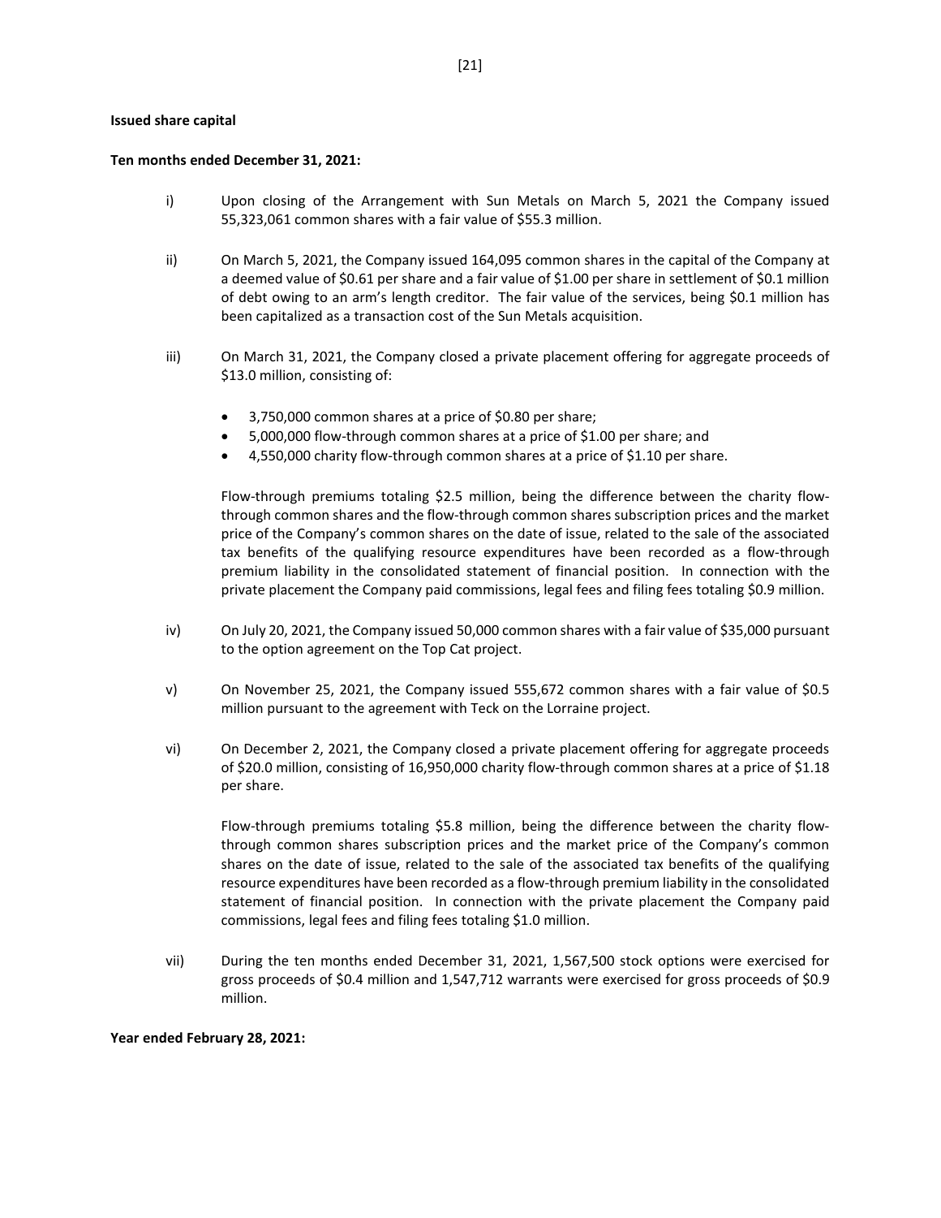**Issued share capital**

**Ten months ended December 31, 2021:**

i) Upon closing of the Arrangement with Sun Metals on March 5, 2021 the Company issued 55,323,061 common shares with a fair value of $55.3 million.

ii) On March 5, 2021, the Company issued 164,095 common shares in the capital of the Company at a deemed value of $0.61 per share and a fair value of $1.00 per share in settlement of $0.1 million of debt owing to an arm's length creditor. The fair value of the services, being $0.1 million has been capitalized as a transaction cost of the Sun Metals acquisition.

iii) On March 31, 2021, the Company closed a private placement offering for aggregate proceeds of $13.0 million, consisting of:

- 3,750,000 common shares at a price of $0.80 per share;
- 5,000,000 flow-through common shares at a price of $1.00 per share; and
- 4,550,000 charity flow-through common shares at a price of $1.10 per share.

Flow-through premiums totaling $2.5 million, being the difference between the charity flow-through common shares and the flow-through common shares subscription prices and the market price of the Company's common shares on the date of issue, related to the sale of the associated tax benefits of the qualifying resource expenditures have been recorded as a flow-through premium liability in the consolidated statement of financial position. In connection with the private placement the Company paid commissions, legal fees and filing fees totaling $0.9 million.

iv) On July 20, 2021, the Company issued 50,000 common shares with a fair value of $35,000 pursuant to the option agreement on the Top Cat project.

v) On November 25, 2021, the Company issued 555,672 common shares with a fair value of $0.5 million pursuant to the agreement with Teck on the Lorraine project.

vi) On December 2, 2021, the Company closed a private placement offering for aggregate proceeds of $20.0 million, consisting of 16,950,000 charity flow-through common shares at a price of $1.18 per share.

Flow-through premiums totaling $5.8 million, being the difference between the charity flow-through common shares subscription prices and the market price of the Company's common shares on the date of issue, related to the sale of the associated tax benefits of the qualifying resource expenditures have been recorded as a flow-through premium liability in the consolidated statement of financial position. In connection with the private placement the Company paid commissions, legal fees and filing fees totaling $1.0 million.

vii) During the ten months ended December 31, 2021, 1,567,500 stock options were exercised for gross proceeds of $0.4 million and 1,547,712 warrants were exercised for gross proceeds of $0.9 million.

**Year ended February 28, 2021:**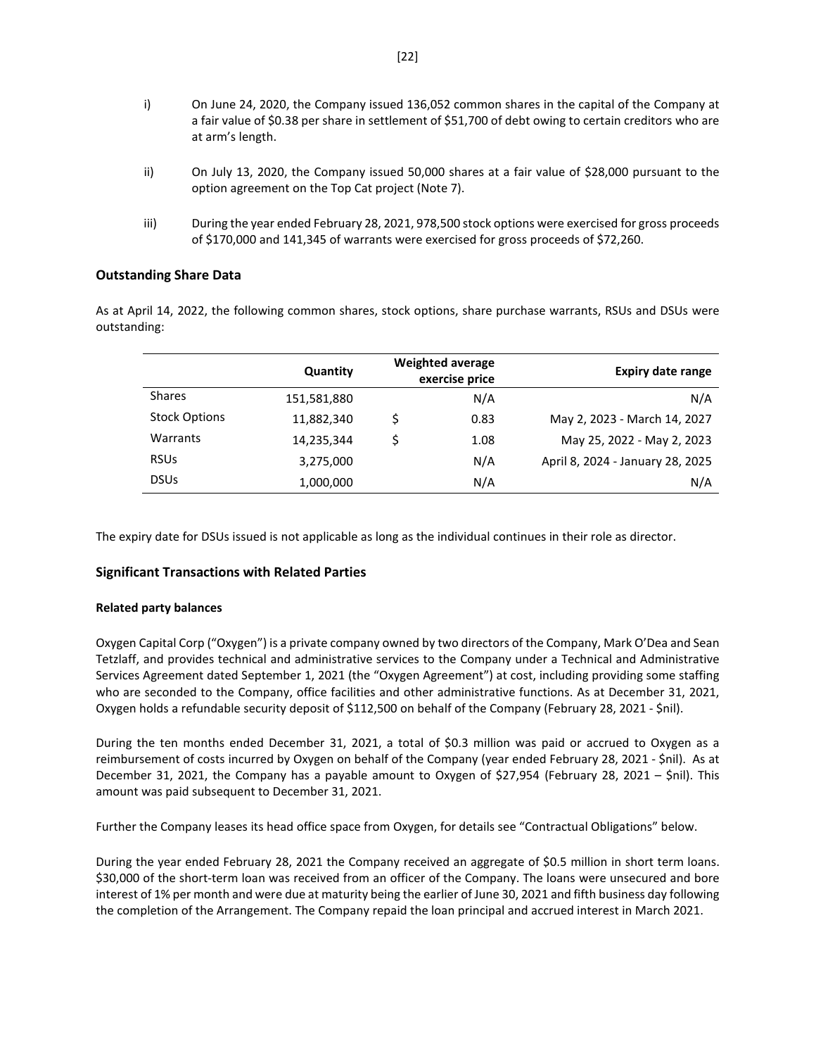i) On June 24, 2020, the Company issued 136,052 common shares in the capital of the Company at a fair value of $0.38 per share in settlement of $51,700 of debt owing to certain creditors who are at arm's length.

ii) On July 13, 2020, the Company issued 50,000 shares at a fair value of $28,000 pursuant to the option agreement on the Top Cat project (Note 7).

iii) During the year ended February 28, 2021, 978,500 stock options were exercised for gross proceeds of $170,000 and 141,345 of warrants were exercised for gross proceeds of $72,260.

## Outstanding Share Data

As at April 14, 2022, the following common shares, stock options, share purchase warrants, RSUs and DSUs were outstanding:

| | Quantity | Weighted average exercise price | Expiry date range |
|---|---|---|---|
| Shares | 151,581,880 | N/A | N/A |
| Stock Options | 11,882,340 | $ 0.83 | May 2, 2023 - March 14, 2027 |
| Warrants | 14,235,344 | $ 1.08 | May 25, 2022 - May 2, 2023 |
| RSUs | 3,275,000 | N/A | April 8, 2024 - January 28, 2025 |
| DSUs | 1,000,000 | N/A | N/A |

The expiry date for DSUs issued is not applicable as long as the individual continues in their role as director.

## Significant Transactions with Related Parties

### Related party balances

Oxygen Capital Corp ("Oxygen") is a private company owned by two directors of the Company, Mark O'Dea and Sean Tetzlaff, and provides technical and administrative services to the Company under a Technical and Administrative Services Agreement dated September 1, 2021 (the "Oxygen Agreement") at cost, including providing some staffing who are seconded to the Company, office facilities and other administrative functions. As at December 31, 2021, Oxygen holds a refundable security deposit of $112,500 on behalf of the Company (February 28, 2021 - $nil).

During the ten months ended December 31, 2021, a total of $0.3 million was paid or accrued to Oxygen as a reimbursement of costs incurred by Oxygen on behalf of the Company (year ended February 28, 2021 - $nil). As at December 31, 2021, the Company has a payable amount to Oxygen of $27,954 (February 28, 2021 – $nil). This amount was paid subsequent to December 31, 2021.

Further the Company leases its head office space from Oxygen, for details see "Contractual Obligations" below.

During the year ended February 28, 2021 the Company received an aggregate of $0.5 million in short term loans. $30,000 of the short-term loan was received from an officer of the Company. The loans were unsecured and bore interest of 1% per month and were due at maturity being the earlier of June 30, 2021 and fifth business day following the completion of the Arrangement. The Company repaid the loan principal and accrued interest in March 2021.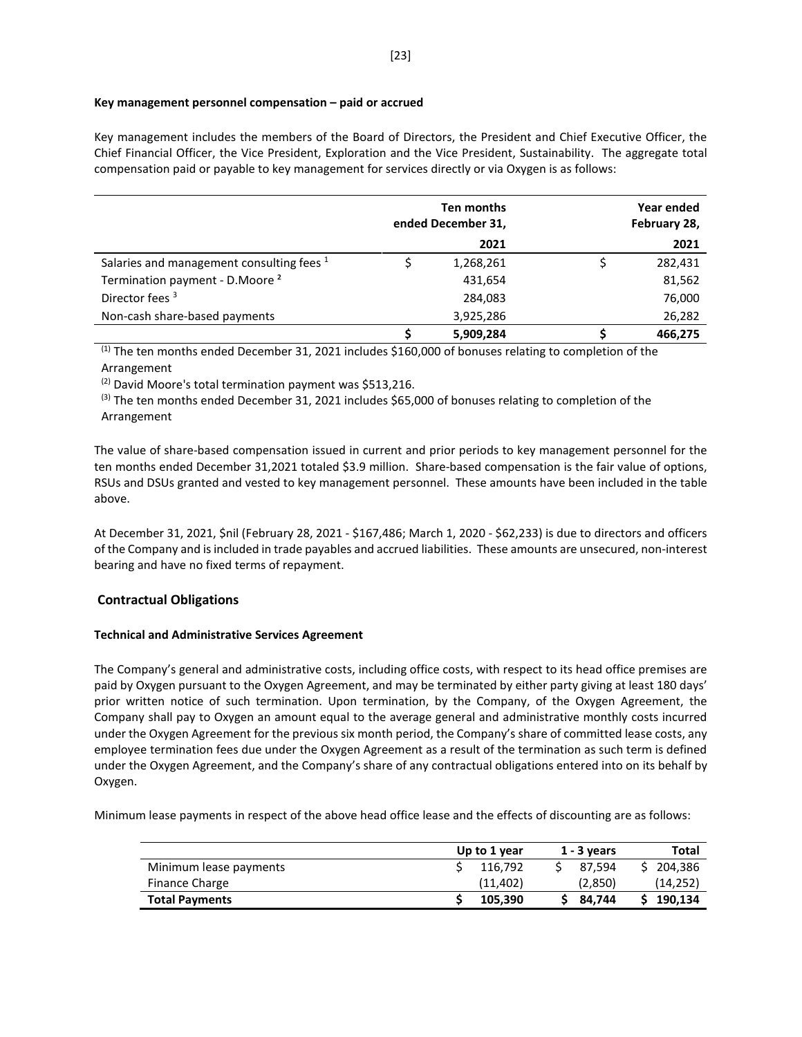**Key management personnel compensation – paid or accrued**

Key management includes the members of the Board of Directors, the President and Chief Executive Officer, the Chief Financial Officer, the Vice President, Exploration and the Vice President, Sustainability. The aggregate total compensation paid or payable to key management for services directly or via Oxygen is as follows:

| | Ten months ended December 31, 2021 | Year ended February 28, 2021 |
|---|---|---|
| Salaries and management consulting fees [1] | $ 1,268,261 | $ 282,431 |
| Termination payment - D.Moore [2] | 431,654 | 81,562 |
| Director fees [3] | 284,083 | 76,000 |
| Non-cash share-based payments | 3,925,286 | 26,282 |
| | **$ 5,909,284** | **$ 466,275** |

[(1)] The ten months ended December 31, 2021 includes $160,000 of bonuses relating to completion of the Arrangement

[(2)] David Moore's total termination payment was $513,216.

[(3)] The ten months ended December 31, 2021 includes $65,000 of bonuses relating to completion of the Arrangement

The value of share-based compensation issued in current and prior periods to key management personnel for the ten months ended December 31,2021 totaled $3.9 million. Share-based compensation is the fair value of options, RSUs and DSUs granted and vested to key management personnel. These amounts have been included in the table above.

At December 31, 2021, $nil (February 28, 2021 - $167,486; March 1, 2020 - $62,233) is due to directors and officers of the Company and is included in trade payables and accrued liabilities. These amounts are unsecured, non-interest bearing and have no fixed terms of repayment.

## Contractual Obligations

**Technical and Administrative Services Agreement**

The Company's general and administrative costs, including office costs, with respect to its head office premises are paid by Oxygen pursuant to the Oxygen Agreement, and may be terminated by either party giving at least 180 days' prior written notice of such termination. Upon termination, by the Company, of the Oxygen Agreement, the Company shall pay to Oxygen an amount equal to the average general and administrative monthly costs incurred under the Oxygen Agreement for the previous six month period, the Company's share of committed lease costs, any employee termination fees due under the Oxygen Agreement as a result of the termination as such term is defined under the Oxygen Agreement, and the Company's share of any contractual obligations entered into on its behalf by Oxygen.

Minimum lease payments in respect of the above head office lease and the effects of discounting are as follows:

| | Up to 1 year | 1 - 3 years | Total |
|---|---|---|---|
| Minimum lease payments | $ 116,792 | $ 87,594 | $ 204,386 |
| Finance Charge | (11,402) | (2,850) | (14,252) |
| **Total Payments** | **$ 105,390** | **$ 84,744** | **$ 190,134** |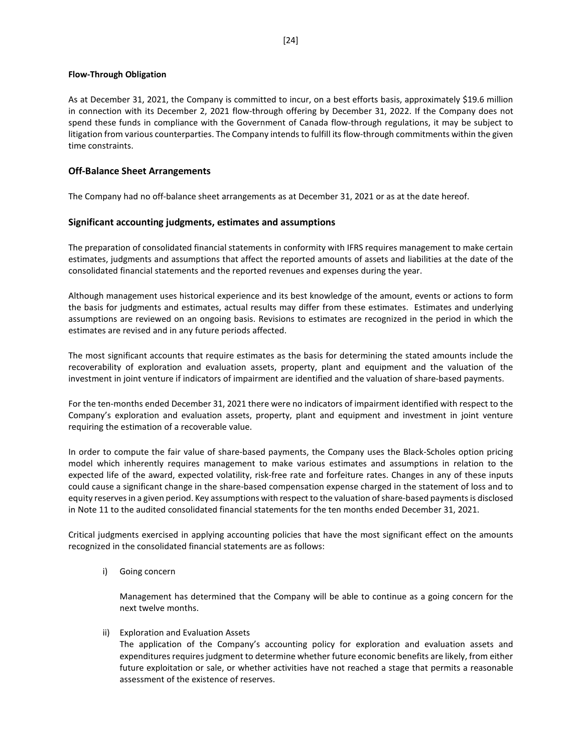**Flow-Through Obligation**

As at December 31, 2021, the Company is committed to incur, on a best efforts basis, approximately $19.6 million in connection with its December 2, 2021 flow-through offering by December 31, 2022. If the Company does not spend these funds in compliance with the Government of Canada flow-through regulations, it may be subject to litigation from various counterparties. The Company intends to fulfill its flow-through commitments within the given time constraints.

## Off-Balance Sheet Arrangements

The Company had no off-balance sheet arrangements as at December 31, 2021 or as at the date hereof.

## Significant accounting judgments, estimates and assumptions

The preparation of consolidated financial statements in conformity with IFRS requires management to make certain estimates, judgments and assumptions that affect the reported amounts of assets and liabilities at the date of the consolidated financial statements and the reported revenues and expenses during the year.

Although management uses historical experience and its best knowledge of the amount, events or actions to form the basis for judgments and estimates, actual results may differ from these estimates. Estimates and underlying assumptions are reviewed on an ongoing basis. Revisions to estimates are recognized in the period in which the estimates are revised and in any future periods affected.

The most significant accounts that require estimates as the basis for determining the stated amounts include the recoverability of exploration and evaluation assets, property, plant and equipment and the valuation of the investment in joint venture if indicators of impairment are identified and the valuation of share-based payments.

For the ten-months ended December 31, 2021 there were no indicators of impairment identified with respect to the Company's exploration and evaluation assets, property, plant and equipment and investment in joint venture requiring the estimation of a recoverable value.

In order to compute the fair value of share-based payments, the Company uses the Black-Scholes option pricing model which inherently requires management to make various estimates and assumptions in relation to the expected life of the award, expected volatility, risk-free rate and forfeiture rates. Changes in any of these inputs could cause a significant change in the share-based compensation expense charged in the statement of loss and to equity reserves in a given period. Key assumptions with respect to the valuation of share-based payments is disclosed in Note 11 to the audited consolidated financial statements for the ten months ended December 31, 2021.

Critical judgments exercised in applying accounting policies that have the most significant effect on the amounts recognized in the consolidated financial statements are as follows:

i) Going concern

   Management has determined that the Company will be able to continue as a going concern for the next twelve months.

ii) Exploration and Evaluation Assets

   The application of the Company's accounting policy for exploration and evaluation assets and expenditures requires judgment to determine whether future economic benefits are likely, from either future exploitation or sale, or whether activities have not reached a stage that permits a reasonable assessment of the existence of reserves.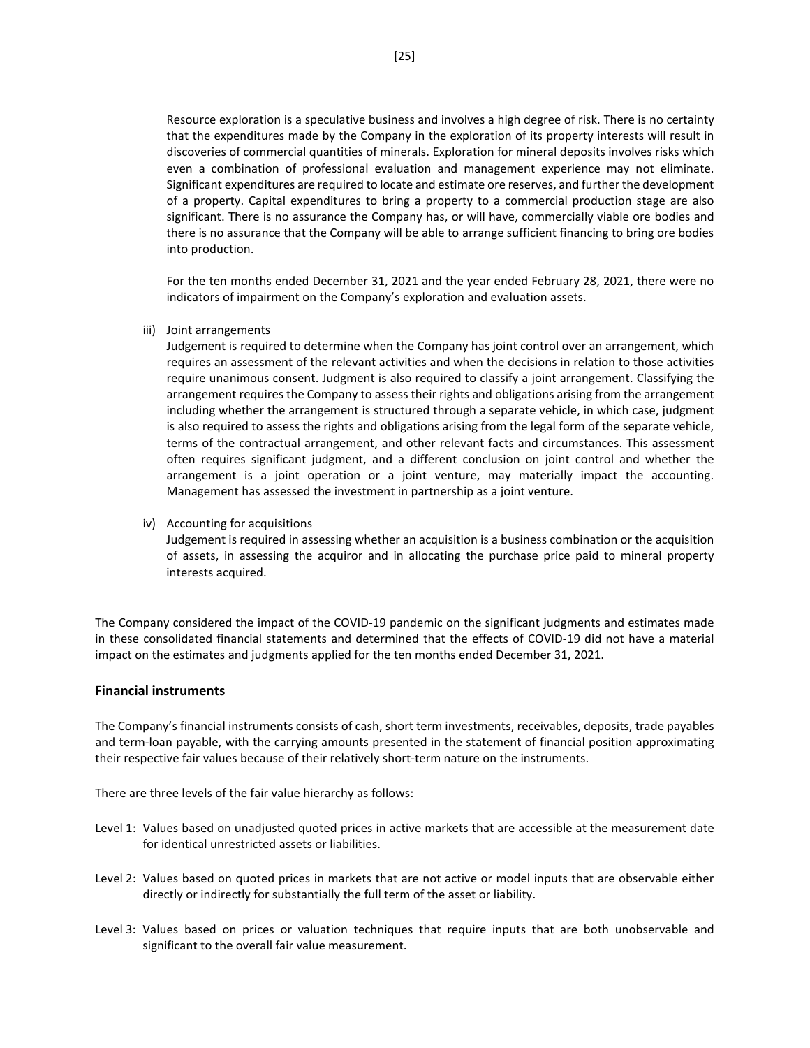Resource exploration is a speculative business and involves a high degree of risk. There is no certainty that the expenditures made by the Company in the exploration of its property interests will result in discoveries of commercial quantities of minerals. Exploration for mineral deposits involves risks which even a combination of professional evaluation and management experience may not eliminate. Significant expenditures are required to locate and estimate ore reserves, and further the development of a property. Capital expenditures to bring a property to a commercial production stage are also significant. There is no assurance the Company has, or will have, commercially viable ore bodies and there is no assurance that the Company will be able to arrange sufficient financing to bring ore bodies into production.

For the ten months ended December 31, 2021 and the year ended February 28, 2021, there were no indicators of impairment on the Company's exploration and evaluation assets.

iii) Joint arrangements
Judgement is required to determine when the Company has joint control over an arrangement, which requires an assessment of the relevant activities and when the decisions in relation to those activities require unanimous consent. Judgment is also required to classify a joint arrangement. Classifying the arrangement requires the Company to assess their rights and obligations arising from the arrangement including whether the arrangement is structured through a separate vehicle, in which case, judgment is also required to assess the rights and obligations arising from the legal form of the separate vehicle, terms of the contractual arrangement, and other relevant facts and circumstances. This assessment often requires significant judgment, and a different conclusion on joint control and whether the arrangement is a joint operation or a joint venture, may materially impact the accounting. Management has assessed the investment in partnership as a joint venture.

iv) Accounting for acquisitions
Judgement is required in assessing whether an acquisition is a business combination or the acquisition of assets, in assessing the acquiror and in allocating the purchase price paid to mineral property interests acquired.

The Company considered the impact of the COVID-19 pandemic on the significant judgments and estimates made in these consolidated financial statements and determined that the effects of COVID-19 did not have a material impact on the estimates and judgments applied for the ten months ended December 31, 2021.

### Financial instruments

The Company's financial instruments consists of cash, short term investments, receivables, deposits, trade payables and term-loan payable, with the carrying amounts presented in the statement of financial position approximating their respective fair values because of their relatively short-term nature on the instruments.

There are three levels of the fair value hierarchy as follows:

Level 1: Values based on unadjusted quoted prices in active markets that are accessible at the measurement date for identical unrestricted assets or liabilities.

Level 2: Values based on quoted prices in markets that are not active or model inputs that are observable either directly or indirectly for substantially the full term of the asset or liability.

Level 3: Values based on prices or valuation techniques that require inputs that are both unobservable and significant to the overall fair value measurement.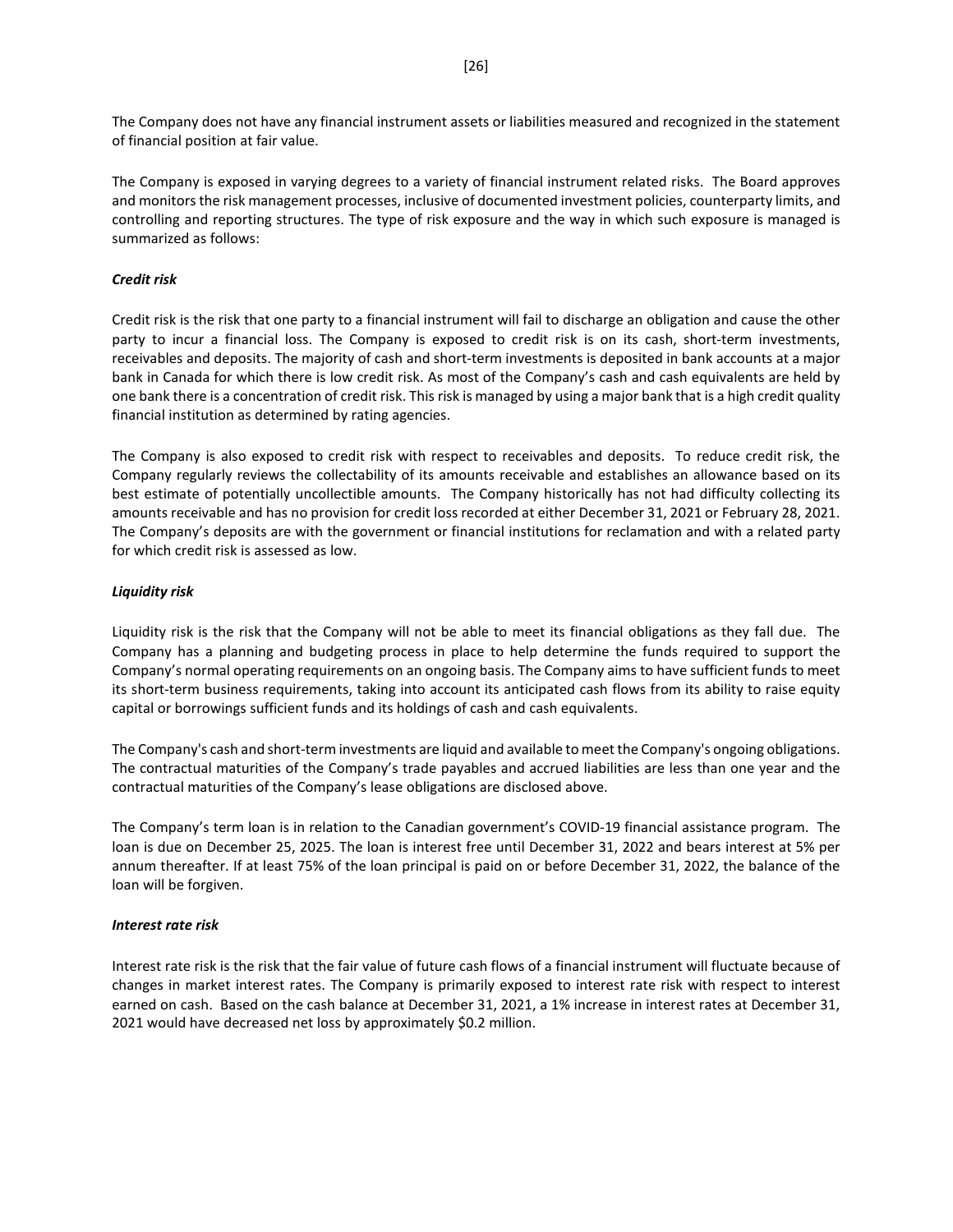The Company does not have any financial instrument assets or liabilities measured and recognized in the statement of financial position at fair value.

The Company is exposed in varying degrees to a variety of financial instrument related risks. The Board approves and monitors the risk management processes, inclusive of documented investment policies, counterparty limits, and controlling and reporting structures. The type of risk exposure and the way in which such exposure is managed is summarized as follows:

***Credit risk***

Credit risk is the risk that one party to a financial instrument will fail to discharge an obligation and cause the other party to incur a financial loss. The Company is exposed to credit risk is on its cash, short-term investments, receivables and deposits. The majority of cash and short-term investments is deposited in bank accounts at a major bank in Canada for which there is low credit risk. As most of the Company's cash and cash equivalents are held by one bank there is a concentration of credit risk. This risk is managed by using a major bank that is a high credit quality financial institution as determined by rating agencies.

The Company is also exposed to credit risk with respect to receivables and deposits. To reduce credit risk, the Company regularly reviews the collectability of its amounts receivable and establishes an allowance based on its best estimate of potentially uncollectible amounts. The Company historically has not had difficulty collecting its amounts receivable and has no provision for credit loss recorded at either December 31, 2021 or February 28, 2021. The Company's deposits are with the government or financial institutions for reclamation and with a related party for which credit risk is assessed as low.

***Liquidity risk***

Liquidity risk is the risk that the Company will not be able to meet its financial obligations as they fall due. The Company has a planning and budgeting process in place to help determine the funds required to support the Company's normal operating requirements on an ongoing basis. The Company aims to have sufficient funds to meet its short-term business requirements, taking into account its anticipated cash flows from its ability to raise equity capital or borrowings sufficient funds and its holdings of cash and cash equivalents.

The Company's cash and short-term investments are liquid and available to meet the Company's ongoing obligations. The contractual maturities of the Company's trade payables and accrued liabilities are less than one year and the contractual maturities of the Company's lease obligations are disclosed above.

The Company's term loan is in relation to the Canadian government's COVID-19 financial assistance program. The loan is due on December 25, 2025. The loan is interest free until December 31, 2022 and bears interest at 5% per annum thereafter. If at least 75% of the loan principal is paid on or before December 31, 2022, the balance of the loan will be forgiven.

***Interest rate risk***

Interest rate risk is the risk that the fair value of future cash flows of a financial instrument will fluctuate because of changes in market interest rates. The Company is primarily exposed to interest rate risk with respect to interest earned on cash. Based on the cash balance at December 31, 2021, a 1% increase in interest rates at December 31, 2021 would have decreased net loss by approximately $0.2 million.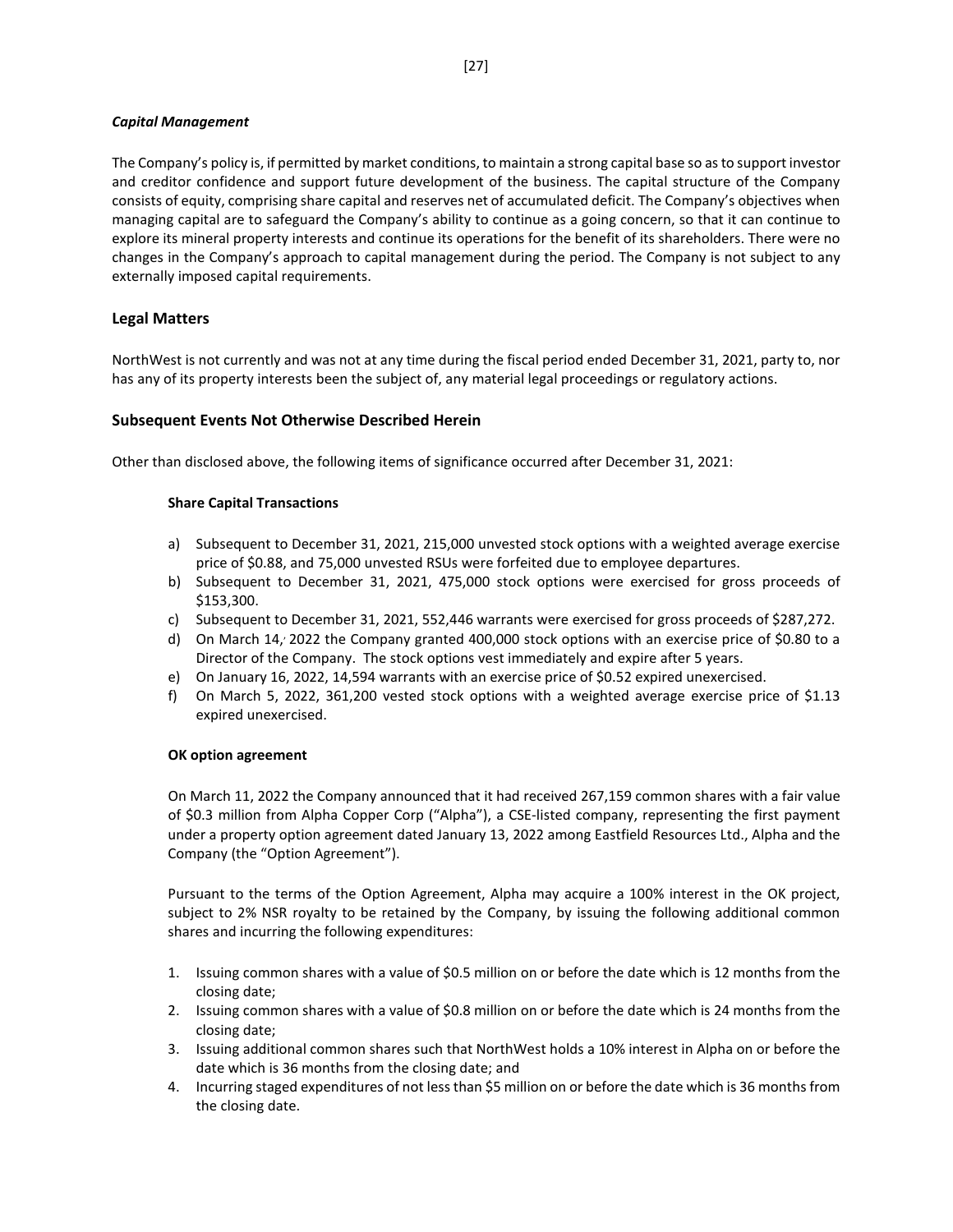*Capital Management*

The Company's policy is, if permitted by market conditions, to maintain a strong capital base so as to support investor and creditor confidence and support future development of the business. The capital structure of the Company consists of equity, comprising share capital and reserves net of accumulated deficit. The Company's objectives when managing capital are to safeguard the Company's ability to continue as a going concern, so that it can continue to explore its mineral property interests and continue its operations for the benefit of its shareholders. There were no changes in the Company's approach to capital management during the period. The Company is not subject to any externally imposed capital requirements.

## Legal Matters

NorthWest is not currently and was not at any time during the fiscal period ended December 31, 2021, party to, nor has any of its property interests been the subject of, any material legal proceedings or regulatory actions.

## Subsequent Events Not Otherwise Described Herein

Other than disclosed above, the following items of significance occurred after December 31, 2021:

### Share Capital Transactions

a) Subsequent to December 31, 2021, 215,000 unvested stock options with a weighted average exercise price of $0.88, and 75,000 unvested RSUs were forfeited due to employee departures.
b) Subsequent to December 31, 2021, 475,000 stock options were exercised for gross proceeds of $153,300.
c) Subsequent to December 31, 2021, 552,446 warrants were exercised for gross proceeds of $287,272.
d) On March 14, 2022 the Company granted 400,000 stock options with an exercise price of $0.80 to a Director of the Company. The stock options vest immediately and expire after 5 years.
e) On January 16, 2022, 14,594 warrants with an exercise price of $0.52 expired unexercised.
f) On March 5, 2022, 361,200 vested stock options with a weighted average exercise price of $1.13 expired unexercised.

### OK option agreement

On March 11, 2022 the Company announced that it had received 267,159 common shares with a fair value of $0.3 million from Alpha Copper Corp ("Alpha"), a CSE-listed company, representing the first payment under a property option agreement dated January 13, 2022 among Eastfield Resources Ltd., Alpha and the Company (the "Option Agreement").

Pursuant to the terms of the Option Agreement, Alpha may acquire a 100% interest in the OK project, subject to 2% NSR royalty to be retained by the Company, by issuing the following additional common shares and incurring the following expenditures:

1. Issuing common shares with a value of $0.5 million on or before the date which is 12 months from the closing date;
2. Issuing common shares with a value of $0.8 million on or before the date which is 24 months from the closing date;
3. Issuing additional common shares such that NorthWest holds a 10% interest in Alpha on or before the date which is 36 months from the closing date; and
4. Incurring staged expenditures of not less than $5 million on or before the date which is 36 months from the closing date.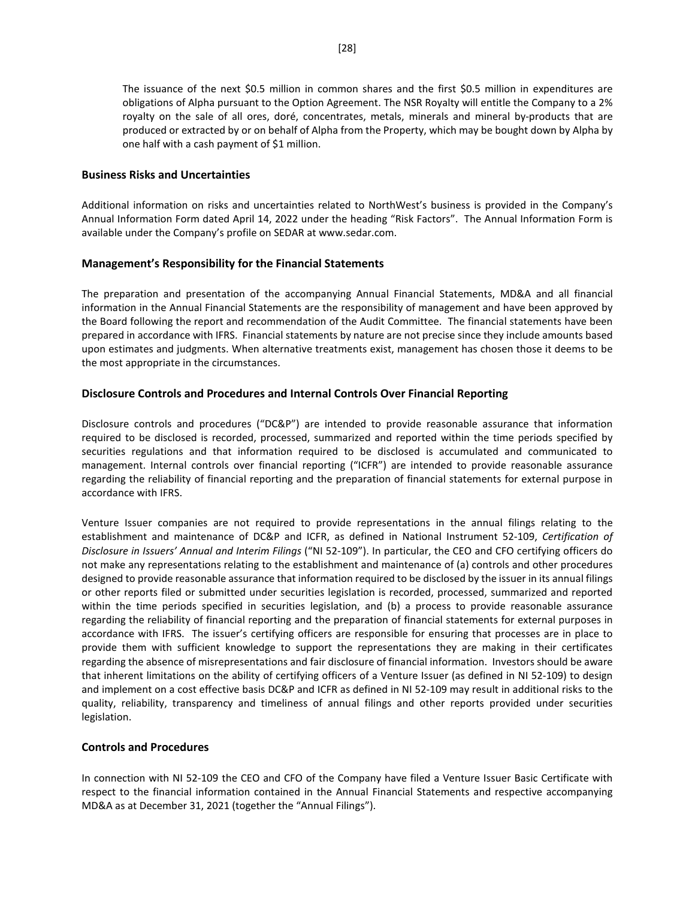The issuance of the next $0.5 million in common shares and the first $0.5 million in expenditures are obligations of Alpha pursuant to the Option Agreement. The NSR Royalty will entitle the Company to a 2% royalty on the sale of all ores, doré, concentrates, metals, minerals and mineral by-products that are produced or extracted by or on behalf of Alpha from the Property, which may be bought down by Alpha by one half with a cash payment of $1 million.

## Business Risks and Uncertainties

Additional information on risks and uncertainties related to NorthWest's business is provided in the Company's Annual Information Form dated April 14, 2022 under the heading "Risk Factors". The Annual Information Form is available under the Company's profile on SEDAR at www.sedar.com.

## Management's Responsibility for the Financial Statements

The preparation and presentation of the accompanying Annual Financial Statements, MD&A and all financial information in the Annual Financial Statements are the responsibility of management and have been approved by the Board following the report and recommendation of the Audit Committee. The financial statements have been prepared in accordance with IFRS. Financial statements by nature are not precise since they include amounts based upon estimates and judgments. When alternative treatments exist, management has chosen those it deems to be the most appropriate in the circumstances.

## Disclosure Controls and Procedures and Internal Controls Over Financial Reporting

Disclosure controls and procedures ("DC&P") are intended to provide reasonable assurance that information required to be disclosed is recorded, processed, summarized and reported within the time periods specified by securities regulations and that information required to be disclosed is accumulated and communicated to management. Internal controls over financial reporting ("ICFR") are intended to provide reasonable assurance regarding the reliability of financial reporting and the preparation of financial statements for external purpose in accordance with IFRS.

Venture Issuer companies are not required to provide representations in the annual filings relating to the establishment and maintenance of DC&P and ICFR, as defined in National Instrument 52-109, *Certification of Disclosure in Issuers' Annual and Interim Filings* ("NI 52-109"). In particular, the CEO and CFO certifying officers do not make any representations relating to the establishment and maintenance of (a) controls and other procedures designed to provide reasonable assurance that information required to be disclosed by the issuer in its annual filings or other reports filed or submitted under securities legislation is recorded, processed, summarized and reported within the time periods specified in securities legislation, and (b) a process to provide reasonable assurance regarding the reliability of financial reporting and the preparation of financial statements for external purposes in accordance with IFRS. The issuer's certifying officers are responsible for ensuring that processes are in place to provide them with sufficient knowledge to support the representations they are making in their certificates regarding the absence of misrepresentations and fair disclosure of financial information. Investors should be aware that inherent limitations on the ability of certifying officers of a Venture Issuer (as defined in NI 52-109) to design and implement on a cost effective basis DC&P and ICFR as defined in NI 52-109 may result in additional risks to the quality, reliability, transparency and timeliness of annual filings and other reports provided under securities legislation.

## Controls and Procedures

In connection with NI 52-109 the CEO and CFO of the Company have filed a Venture Issuer Basic Certificate with respect to the financial information contained in the Annual Financial Statements and respective accompanying MD&A as at December 31, 2021 (together the "Annual Filings").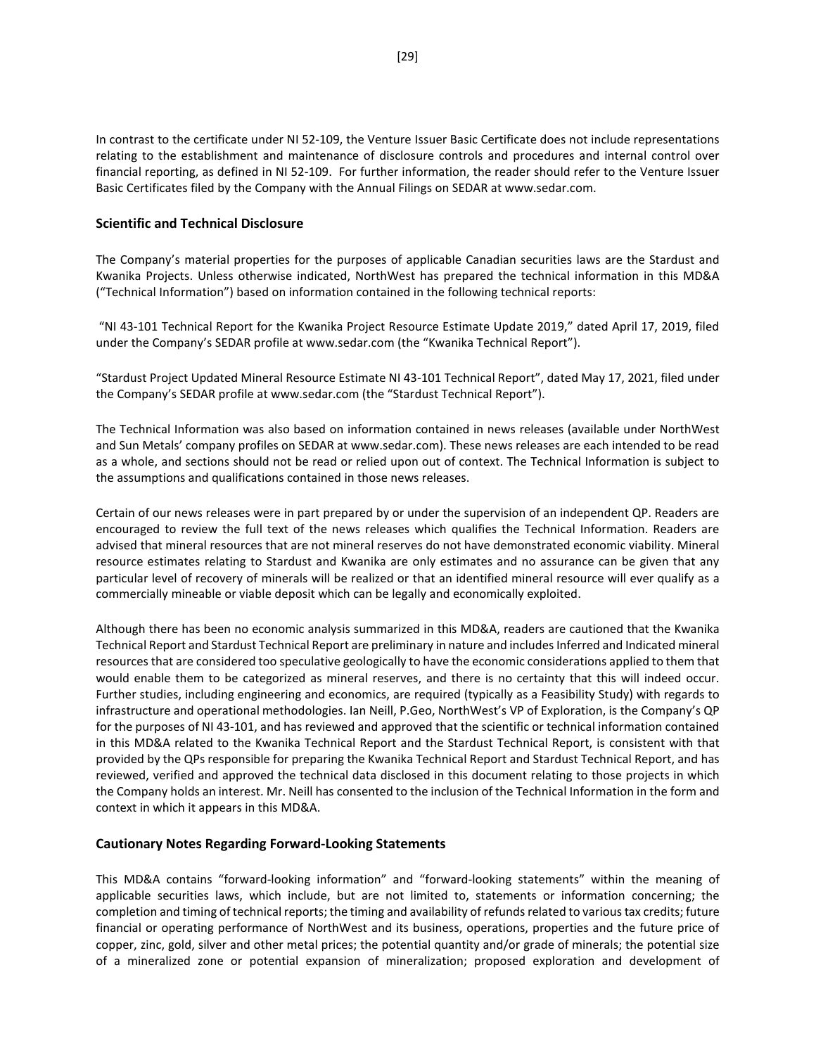In contrast to the certificate under NI 52-109, the Venture Issuer Basic Certificate does not include representations relating to the establishment and maintenance of disclosure controls and procedures and internal control over financial reporting, as defined in NI 52-109. For further information, the reader should refer to the Venture Issuer Basic Certificates filed by the Company with the Annual Filings on SEDAR at www.sedar.com.

## Scientific and Technical Disclosure

The Company's material properties for the purposes of applicable Canadian securities laws are the Stardust and Kwanika Projects. Unless otherwise indicated, NorthWest has prepared the technical information in this MD&A ("Technical Information") based on information contained in the following technical reports:

"NI 43-101 Technical Report for the Kwanika Project Resource Estimate Update 2019," dated April 17, 2019, filed under the Company's SEDAR profile at www.sedar.com (the "Kwanika Technical Report").

"Stardust Project Updated Mineral Resource Estimate NI 43-101 Technical Report", dated May 17, 2021, filed under the Company's SEDAR profile at www.sedar.com (the "Stardust Technical Report").

The Technical Information was also based on information contained in news releases (available under NorthWest and Sun Metals' company profiles on SEDAR at www.sedar.com). These news releases are each intended to be read as a whole, and sections should not be read or relied upon out of context. The Technical Information is subject to the assumptions and qualifications contained in those news releases.

Certain of our news releases were in part prepared by or under the supervision of an independent QP. Readers are encouraged to review the full text of the news releases which qualifies the Technical Information. Readers are advised that mineral resources that are not mineral reserves do not have demonstrated economic viability. Mineral resource estimates relating to Stardust and Kwanika are only estimates and no assurance can be given that any particular level of recovery of minerals will be realized or that an identified mineral resource will ever qualify as a commercially mineable or viable deposit which can be legally and economically exploited.

Although there has been no economic analysis summarized in this MD&A, readers are cautioned that the Kwanika Technical Report and Stardust Technical Report are preliminary in nature and includes Inferred and Indicated mineral resources that are considered too speculative geologically to have the economic considerations applied to them that would enable them to be categorized as mineral reserves, and there is no certainty that this will indeed occur. Further studies, including engineering and economics, are required (typically as a Feasibility Study) with regards to infrastructure and operational methodologies. Ian Neill, P.Geo, NorthWest's VP of Exploration, is the Company's QP for the purposes of NI 43-101, and has reviewed and approved that the scientific or technical information contained in this MD&A related to the Kwanika Technical Report and the Stardust Technical Report, is consistent with that provided by the QPs responsible for preparing the Kwanika Technical Report and Stardust Technical Report, and has reviewed, verified and approved the technical data disclosed in this document relating to those projects in which the Company holds an interest. Mr. Neill has consented to the inclusion of the Technical Information in the form and context in which it appears in this MD&A.

## Cautionary Notes Regarding Forward-Looking Statements

This MD&A contains "forward-looking information" and "forward-looking statements" within the meaning of applicable securities laws, which include, but are not limited to, statements or information concerning; the completion and timing of technical reports; the timing and availability of refunds related to various tax credits; future financial or operating performance of NorthWest and its business, operations, properties and the future price of copper, zinc, gold, silver and other metal prices; the potential quantity and/or grade of minerals; the potential size of a mineralized zone or potential expansion of mineralization; proposed exploration and development of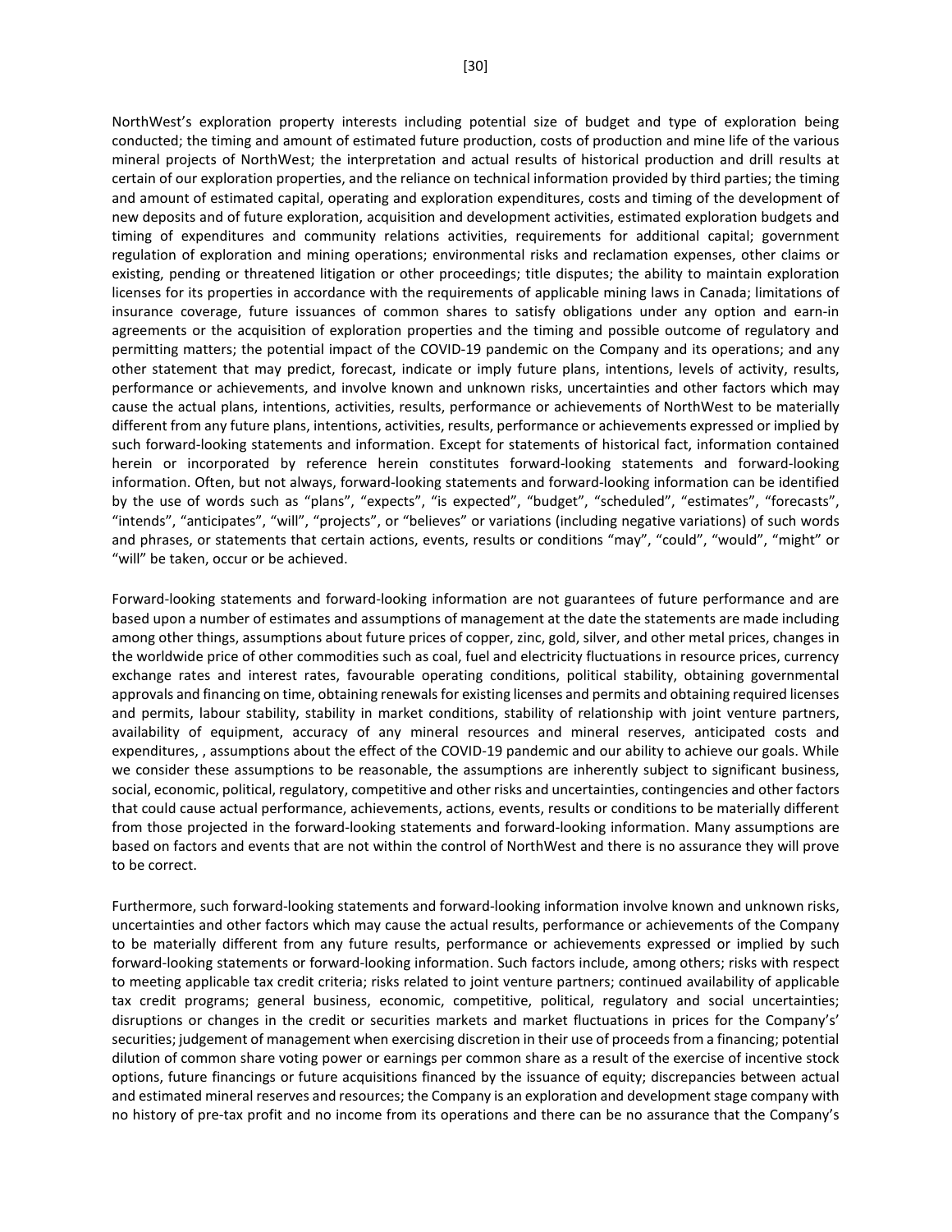NorthWest's exploration property interests including potential size of budget and type of exploration being conducted; the timing and amount of estimated future production, costs of production and mine life of the various mineral projects of NorthWest; the interpretation and actual results of historical production and drill results at certain of our exploration properties, and the reliance on technical information provided by third parties; the timing and amount of estimated capital, operating and exploration expenditures, costs and timing of the development of new deposits and of future exploration, acquisition and development activities, estimated exploration budgets and timing of expenditures and community relations activities, requirements for additional capital; government regulation of exploration and mining operations; environmental risks and reclamation expenses, other claims or existing, pending or threatened litigation or other proceedings; title disputes; the ability to maintain exploration licenses for its properties in accordance with the requirements of applicable mining laws in Canada; limitations of insurance coverage, future issuances of common shares to satisfy obligations under any option and earn-in agreements or the acquisition of exploration properties and the timing and possible outcome of regulatory and permitting matters; the potential impact of the COVID-19 pandemic on the Company and its operations; and any other statement that may predict, forecast, indicate or imply future plans, intentions, levels of activity, results, performance or achievements, and involve known and unknown risks, uncertainties and other factors which may cause the actual plans, intentions, activities, results, performance or achievements of NorthWest to be materially different from any future plans, intentions, activities, results, performance or achievements expressed or implied by such forward-looking statements and information. Except for statements of historical fact, information contained herein or incorporated by reference herein constitutes forward-looking statements and forward-looking information. Often, but not always, forward-looking statements and forward-looking information can be identified by the use of words such as "plans", "expects", "is expected", "budget", "scheduled", "estimates", "forecasts", "intends", "anticipates", "will", "projects", or "believes" or variations (including negative variations) of such words and phrases, or statements that certain actions, events, results or conditions "may", "could", "would", "might" or "will" be taken, occur or be achieved.

Forward-looking statements and forward-looking information are not guarantees of future performance and are based upon a number of estimates and assumptions of management at the date the statements are made including among other things, assumptions about future prices of copper, zinc, gold, silver, and other metal prices, changes in the worldwide price of other commodities such as coal, fuel and electricity fluctuations in resource prices, currency exchange rates and interest rates, favourable operating conditions, political stability, obtaining governmental approvals and financing on time, obtaining renewals for existing licenses and permits and obtaining required licenses and permits, labour stability, stability in market conditions, stability of relationship with joint venture partners, availability of equipment, accuracy of any mineral resources and mineral reserves, anticipated costs and expenditures, , assumptions about the effect of the COVID-19 pandemic and our ability to achieve our goals. While we consider these assumptions to be reasonable, the assumptions are inherently subject to significant business, social, economic, political, regulatory, competitive and other risks and uncertainties, contingencies and other factors that could cause actual performance, achievements, actions, events, results or conditions to be materially different from those projected in the forward-looking statements and forward-looking information. Many assumptions are based on factors and events that are not within the control of NorthWest and there is no assurance they will prove to be correct.

Furthermore, such forward-looking statements and forward-looking information involve known and unknown risks, uncertainties and other factors which may cause the actual results, performance or achievements of the Company to be materially different from any future results, performance or achievements expressed or implied by such forward-looking statements or forward-looking information. Such factors include, among others; risks with respect to meeting applicable tax credit criteria; risks related to joint venture partners; continued availability of applicable tax credit programs; general business, economic, competitive, political, regulatory and social uncertainties; disruptions or changes in the credit or securities markets and market fluctuations in prices for the Company's' securities; judgement of management when exercising discretion in their use of proceeds from a financing; potential dilution of common share voting power or earnings per common share as a result of the exercise of incentive stock options, future financings or future acquisitions financed by the issuance of equity; discrepancies between actual and estimated mineral reserves and resources; the Company is an exploration and development stage company with no history of pre-tax profit and no income from its operations and there can be no assurance that the Company's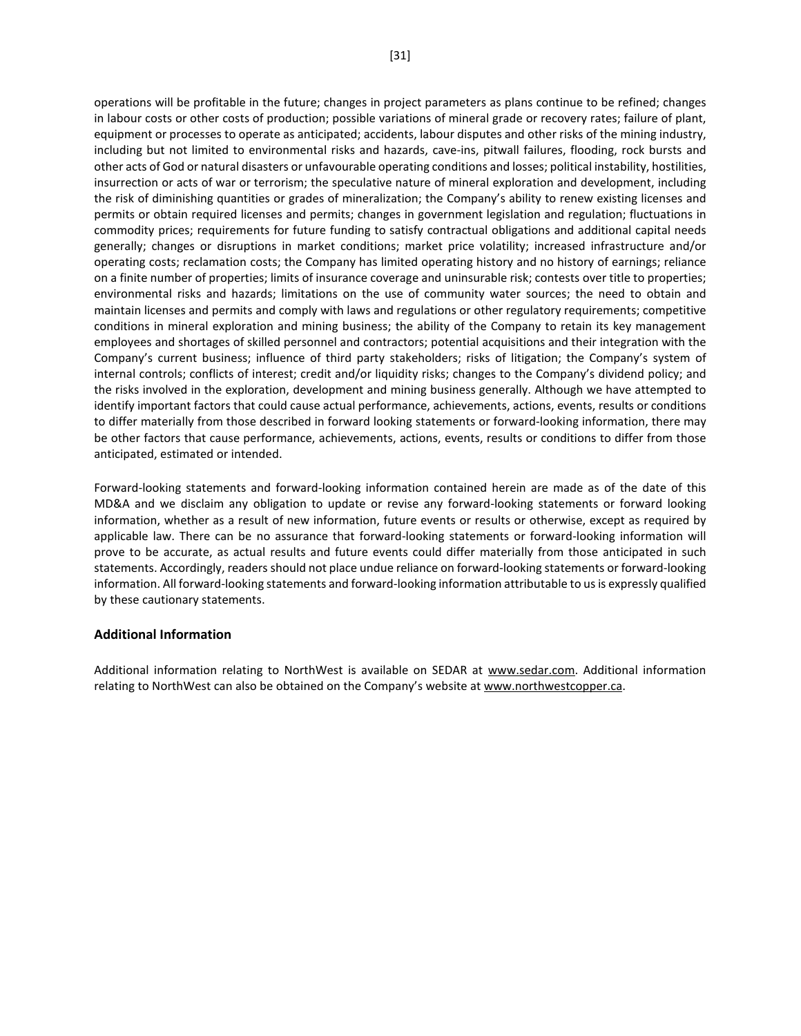operations will be profitable in the future; changes in project parameters as plans continue to be refined; changes in labour costs or other costs of production; possible variations of mineral grade or recovery rates; failure of plant, equipment or processes to operate as anticipated; accidents, labour disputes and other risks of the mining industry, including but not limited to environmental risks and hazards, cave-ins, pitwall failures, flooding, rock bursts and other acts of God or natural disasters or unfavourable operating conditions and losses; political instability, hostilities, insurrection or acts of war or terrorism; the speculative nature of mineral exploration and development, including the risk of diminishing quantities or grades of mineralization; the Company's ability to renew existing licenses and permits or obtain required licenses and permits; changes in government legislation and regulation; fluctuations in commodity prices; requirements for future funding to satisfy contractual obligations and additional capital needs generally; changes or disruptions in market conditions; market price volatility; increased infrastructure and/or operating costs; reclamation costs; the Company has limited operating history and no history of earnings; reliance on a finite number of properties; limits of insurance coverage and uninsurable risk; contests over title to properties; environmental risks and hazards; limitations on the use of community water sources; the need to obtain and maintain licenses and permits and comply with laws and regulations or other regulatory requirements; competitive conditions in mineral exploration and mining business; the ability of the Company to retain its key management employees and shortages of skilled personnel and contractors; potential acquisitions and their integration with the Company's current business; influence of third party stakeholders; risks of litigation; the Company's system of internal controls; conflicts of interest; credit and/or liquidity risks; changes to the Company's dividend policy; and the risks involved in the exploration, development and mining business generally. Although we have attempted to identify important factors that could cause actual performance, achievements, actions, events, results or conditions to differ materially from those described in forward looking statements or forward-looking information, there may be other factors that cause performance, achievements, actions, events, results or conditions to differ from those anticipated, estimated or intended.

Forward-looking statements and forward-looking information contained herein are made as of the date of this MD&A and we disclaim any obligation to update or revise any forward-looking statements or forward looking information, whether as a result of new information, future events or results or otherwise, except as required by applicable law. There can be no assurance that forward-looking statements or forward-looking information will prove to be accurate, as actual results and future events could differ materially from those anticipated in such statements. Accordingly, readers should not place undue reliance on forward-looking statements or forward-looking information. All forward-looking statements and forward-looking information attributable to us is expressly qualified by these cautionary statements.

### Additional Information

Additional information relating to NorthWest is available on SEDAR at www.sedar.com. Additional information relating to NorthWest can also be obtained on the Company's website at www.northwestcopper.ca.